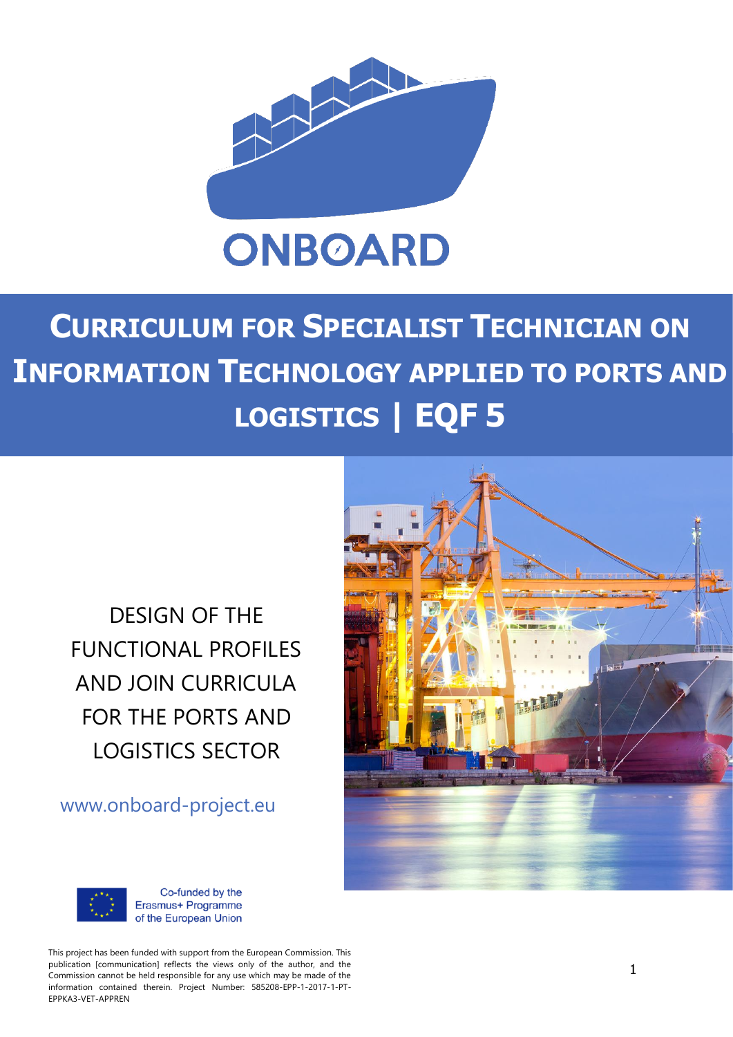# ONBOARD

# CURRICULUM FOR SPECIALIST TECHNICIAN ON INFORMATION TECHNOLOGY APPLIED TO PORTS AND LOGISTICS | EQF 5

DESIGN OF THE FUNCTIONAL PROFILES AND JOIN CURRICULA FOR THE PORTS AND LOGISTICS SECTOR

www.onboard-project.eu

Co-funded by the Erasmus+ Programme of the European Union

This project has been funded with support from the European Commission. This publication [communication] reflects the views only of the author, and the Commission cannot be held responsible for any use which may be made of the information contained therein. Project Number: 585208-EPP-1-2017-1-PT-EPPKA3-VET-APPREN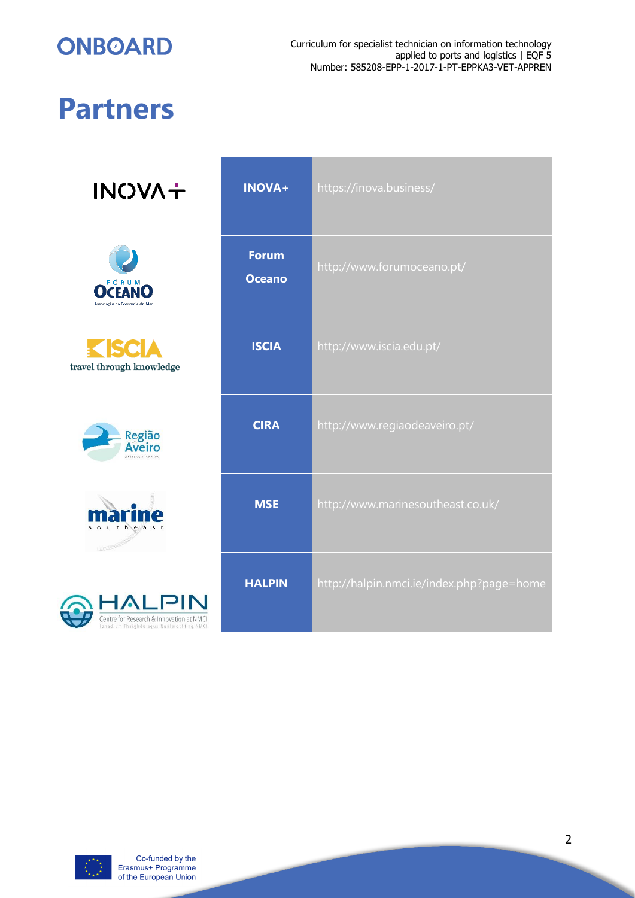# Partners

| | | |
|---|---|---|
| INOVA+ | **INOVA+** | https://inova.business/ |
| FÓRUM OCEANO Associação da Economia do Mar | **Forum Oceano** | http://www.forumoceano.pt/ |
| ISCIA travel through knowledge | **ISCIA** | http://www.iscia.edu.pt/ |
| Região Aveiro | **CIRA** | http://www.regiaodeaveiro.pt/ |
| marine south east | **MSE** | http://www.marinesoutheast.co.uk/ |
| HALPIN Centre for Research & Innovation at NMCI | **HALPIN** | http://halpin.nmci.ie/index.php?page=home |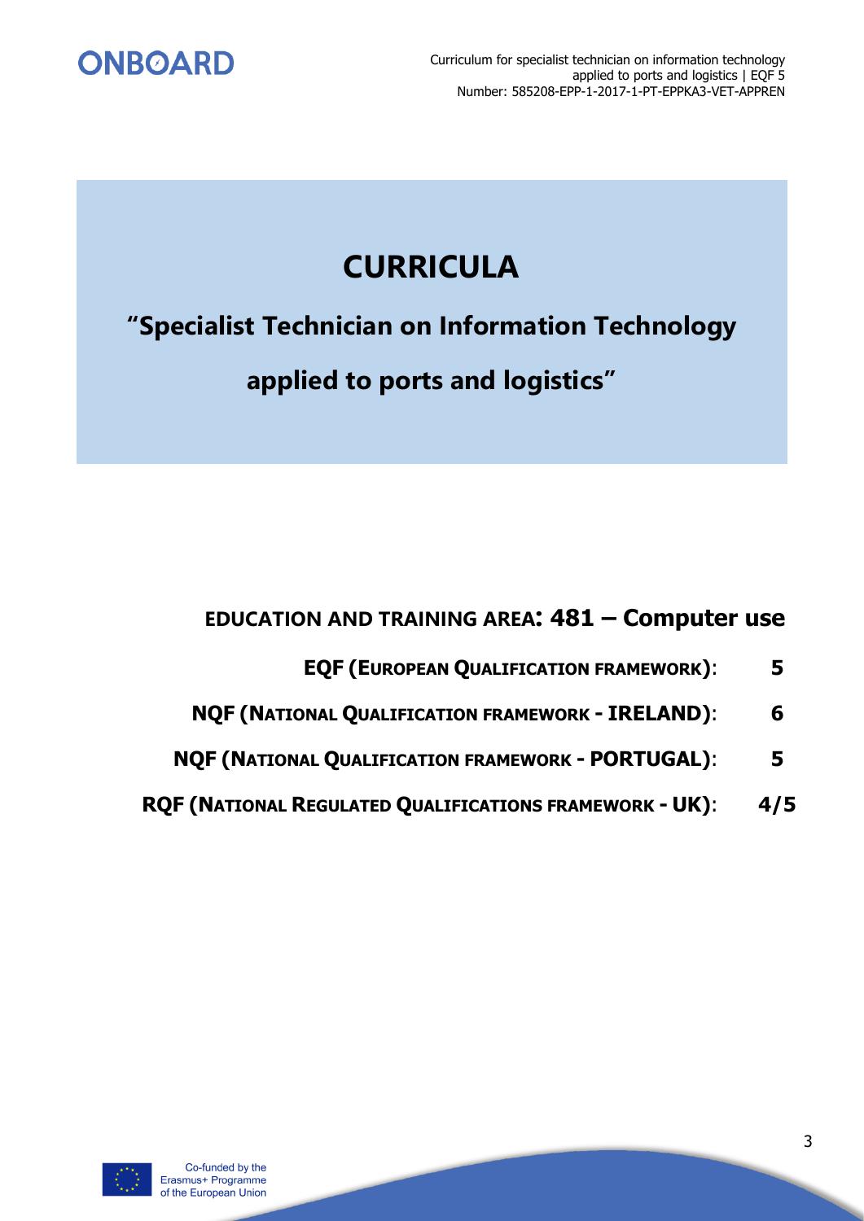# CURRICULA

## "Specialist Technician on Information Technology applied to ports and logistics"

**EDUCATION AND TRAINING AREA: 481 – Computer use**

**EQF (EUROPEAN QUALIFICATION FRAMEWORK): 5**

**NQF (NATIONAL QUALIFICATION FRAMEWORK - IRELAND): 6**

**NQF (NATIONAL QUALIFICATION FRAMEWORK - PORTUGAL): 5**

**RQF (NATIONAL REGULATED QUALIFICATIONS FRAMEWORK - UK): 4/5**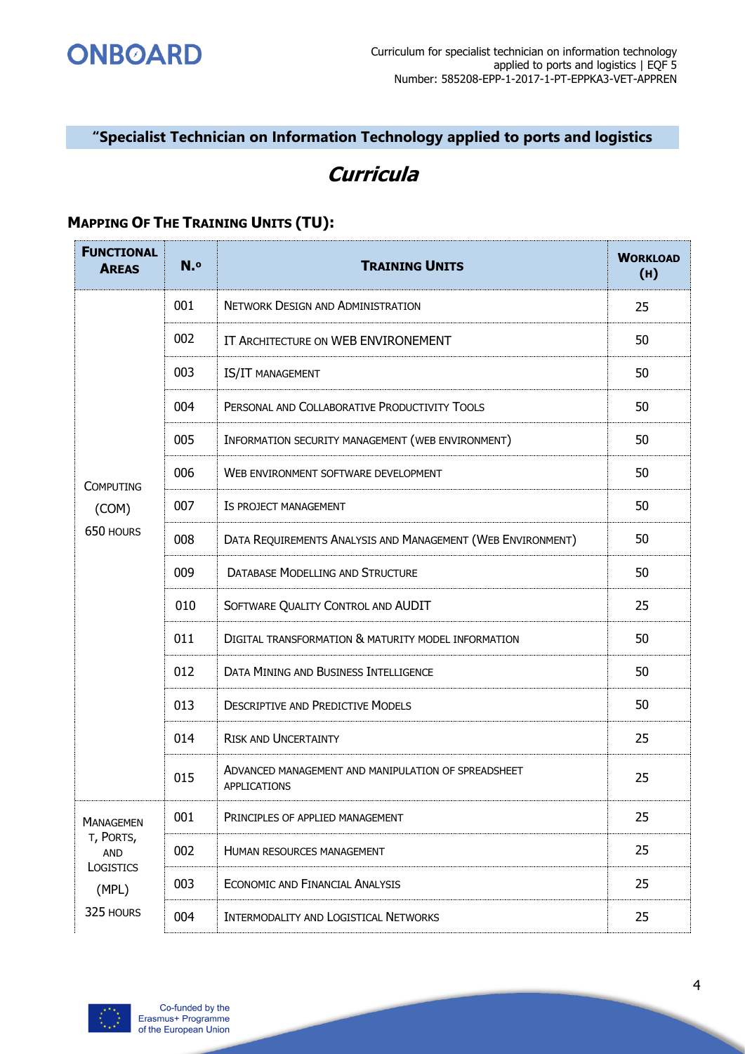## "Specialist Technician on Information Technology applied to ports and logistics

# *Curricula*

### MAPPING OF THE TRAINING UNITS (TU):

| FUNCTIONAL AREAS | N.º | TRAINING UNITS | WORKLOAD (H) |
|---|---|---|---|
| COMPUTING (COM) 650 HOURS | 001 | NETWORK DESIGN AND ADMINISTRATION | 25 |
| | 002 | IT ARCHITECTURE ON WEB ENVIRONEMENT | 50 |
| | 003 | IS/IT MANAGEMENT | 50 |
| | 004 | PERSONAL AND COLLABORATIVE PRODUCTIVITY TOOLS | 50 |
| | 005 | INFORMATION SECURITY MANAGEMENT (WEB ENVIRONMENT) | 50 |
| | 006 | WEB ENVIRONMENT SOFTWARE DEVELOPMENT | 50 |
| | 007 | IS PROJECT MANAGEMENT | 50 |
| | 008 | DATA REQUIREMENTS ANALYSIS AND MANAGEMENT (WEB ENVIRONMENT) | 50 |
| | 009 | DATABASE MODELLING AND STRUCTURE | 50 |
| | 010 | SOFTWARE QUALITY CONTROL AND AUDIT | 25 |
| | 011 | DIGITAL TRANSFORMATION & MATURITY MODEL INFORMATION | 50 |
| | 012 | DATA MINING AND BUSINESS INTELLIGENCE | 50 |
| | 013 | DESCRIPTIVE AND PREDICTIVE MODELS | 50 |
| | 014 | RISK AND UNCERTAINTY | 25 |
| | 015 | ADVANCED MANAGEMENT AND MANIPULATION OF SPREADSHEET APPLICATIONS | 25 |
| MANAGEMENT, PORTS, AND LOGISTICS (MPL) 325 HOURS | 001 | PRINCIPLES OF APPLIED MANAGEMENT | 25 |
| | 002 | HUMAN RESOURCES MANAGEMENT | 25 |
| | 003 | ECONOMIC AND FINANCIAL ANALYSIS | 25 |
| | 004 | INTERMODALITY AND LOGISTICAL NETWORKS | 25 |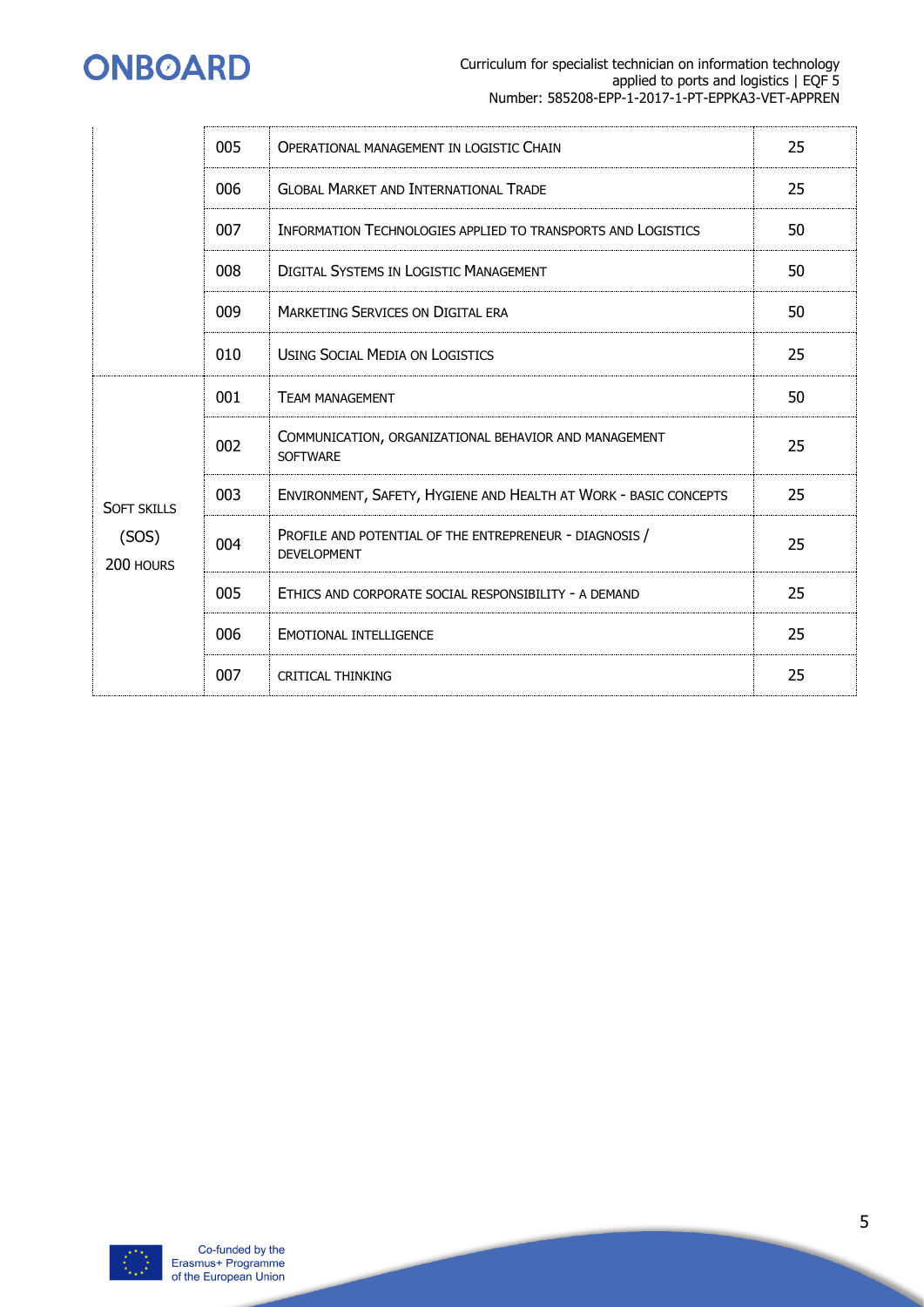| | | | |
|---|---|---|---|
| | 005 | Operational management in logistic Chain | 25 |
| | 006 | Global Market and International Trade | 25 |
| | 007 | Information Technologies applied to transports and Logistics | 50 |
| | 008 | Digital Systems in Logistic Management | 50 |
| | 009 | Marketing Services on Digital era | 50 |
| | 010 | Using Social Media on Logistics | 25 |
| Soft skills (SOS) 200 hours | 001 | Team management | 50 |
| | 002 | Communication, organizational behavior and management software | 25 |
| | 003 | Environment, Safety, Hygiene and Health at Work - basic concepts | 25 |
| | 004 | Profile and potential of the entrepreneur - diagnosis / development | 25 |
| | 005 | Ethics and corporate social responsibility - a demand | 25 |
| | 006 | Emotional intelligence | 25 |
| | 007 | critical thinking | 25 |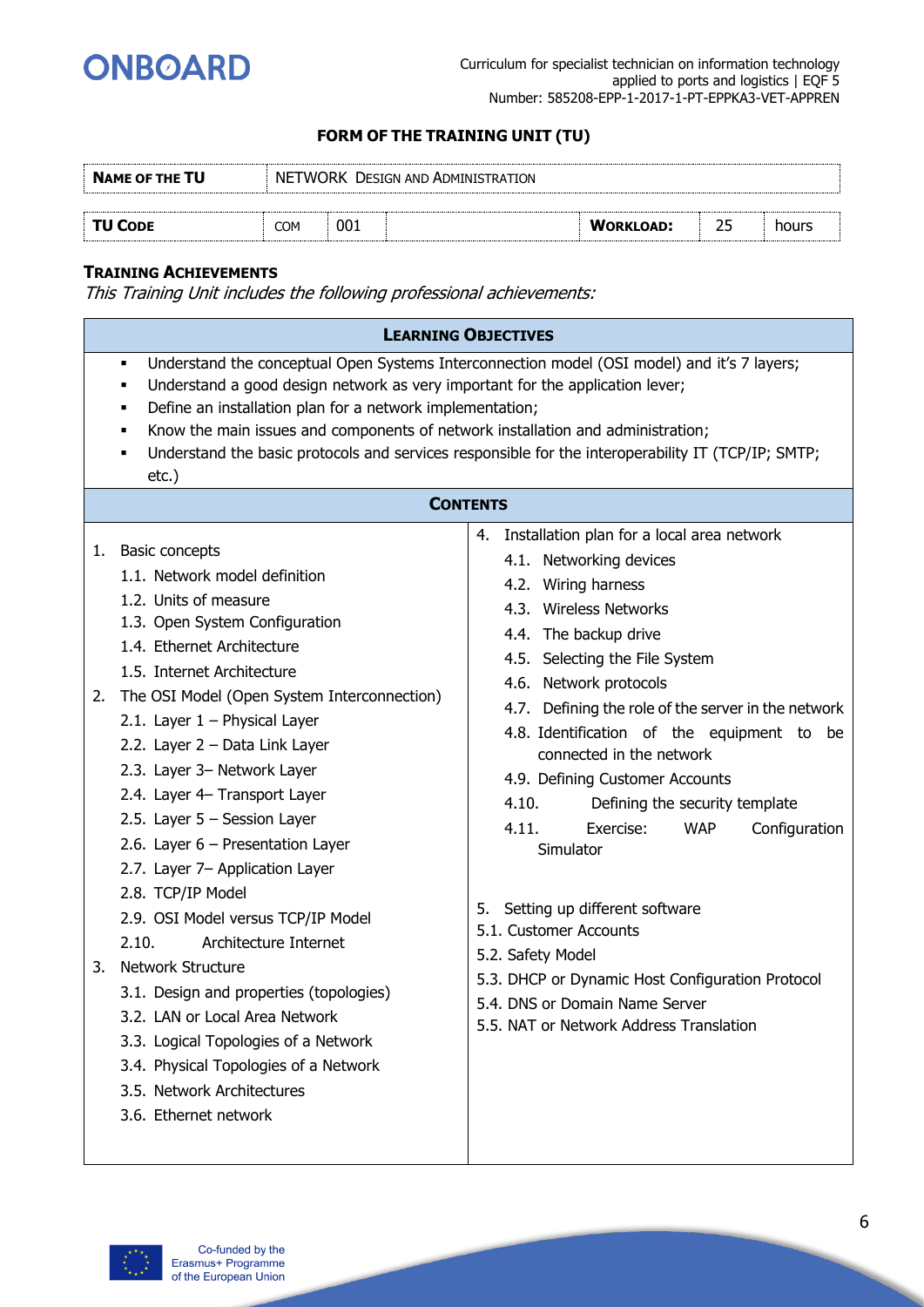### FORM OF THE TRAINING UNIT (TU)

| **NAME OF THE TU** | NETWORK DESIGN AND ADMINISTRATION | | | | | |
|---|---|---|---|---|---|---|
| **TU CODE** | COM | 001 | | **WORKLOAD:** | 25 | hours |

**TRAINING ACHIEVEMENTS**

*This Training Unit includes the following professional achievements:*

**LEARNING OBJECTIVES**

- Understand the conceptual Open Systems Interconnection model (OSI model) and it's 7 layers;
- Understand a good design network as very important for the application lever;
- Define an installation plan for a network implementation;
- Know the main issues and components of network installation and administration;
- Understand the basic protocols and services responsible for the interoperability IT (TCP/IP; SMTP; etc.)

**CONTENTS**

1. Basic concepts
   - 1.1. Network model definition
   - 1.2. Units of measure
   - 1.3. Open System Configuration
   - 1.4. Ethernet Architecture
   - 1.5. Internet Architecture
2. The OSI Model (Open System Interconnection)
   - 2.1. Layer 1 – Physical Layer
   - 2.2. Layer 2 – Data Link Layer
   - 2.3. Layer 3– Network Layer
   - 2.4. Layer 4– Transport Layer
   - 2.5. Layer 5 – Session Layer
   - 2.6. Layer 6 – Presentation Layer
   - 2.7. Layer 7– Application Layer
   - 2.8. TCP/IP Model
   - 2.9. OSI Model versus TCP/IP Model
   - 2.10. Architecture Internet
3. Network Structure
   - 3.1. Design and properties (topologies)
   - 3.2. LAN or Local Area Network
   - 3.3. Logical Topologies of a Network
   - 3.4. Physical Topologies of a Network
   - 3.5. Network Architectures
   - 3.6. Ethernet network
4. Installation plan for a local area network
   - 4.1. Networking devices
   - 4.2. Wiring harness
   - 4.3. Wireless Networks
   - 4.4. The backup drive
   - 4.5. Selecting the File System
   - 4.6. Network protocols
   - 4.7. Defining the role of the server in the network
   - 4.8. Identification of the equipment to be connected in the network
   - 4.9. Defining Customer Accounts
   - 4.10. Defining the security template
   - 4.11. Exercise: WAP Configuration Simulator
5. Setting up different software
   - 5.1. Customer Accounts
   - 5.2. Safety Model
   - 5.3. DHCP or Dynamic Host Configuration Protocol
   - 5.4. DNS or Domain Name Server
   - 5.5. NAT or Network Address Translation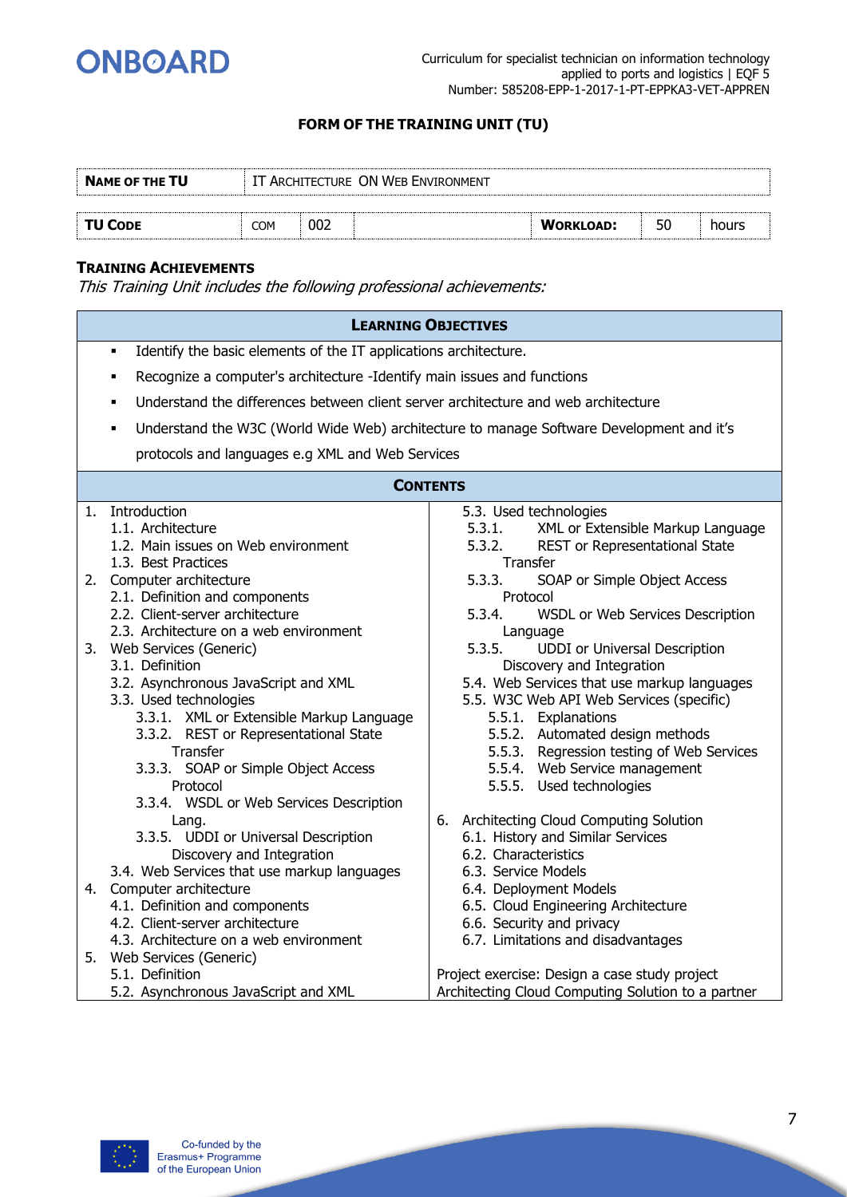## FORM OF THE TRAINING UNIT (TU)

| **NAME OF THE TU** | IT ARCHITECTURE ON WEB ENVIRONMENT | | | | | |
|---|---|---|---|---|---|---|
| **TU CODE** | COM | 002 | | **WORKLOAD:** | 50 | hours |

**TRAINING ACHIEVEMENTS**

*This Training Unit includes the following professional achievements:*

### LEARNING OBJECTIVES

- Identify the basic elements of the IT applications architecture.
- Recognize a computer's architecture -Identify main issues and functions
- Understand the differences between client server architecture and web architecture
- Understand the W3C (World Wide Web) architecture to manage Software Development and it's protocols and languages e.g XML and Web Services

### CONTENTS

1. Introduction
   1.1. Architecture
   1.2. Main issues on Web environment
   1.3. Best Practices
2. Computer architecture
   2.1. Definition and components
   2.2. Client-server architecture
   2.3. Architecture on a web environment
3. Web Services (Generic)
   3.1. Definition
   3.2. Asynchronous JavaScript and XML
   3.3. Used technologies
      3.3.1. XML or Extensible Markup Language
      3.3.2. REST or Representational State Transfer
      3.3.3. SOAP or Simple Object Access Protocol
      3.3.4. WSDL or Web Services Description Lang.
      3.3.5. UDDI or Universal Description Discovery and Integration
   3.4. Web Services that use markup languages
4. Computer architecture
   4.1. Definition and components
   4.2. Client-server architecture
   4.3. Architecture on a web environment
5. Web Services (Generic)
   5.1. Definition
   5.2. Asynchronous JavaScript and XML
   5.3. Used technologies
      5.3.1. XML or Extensible Markup Language
      5.3.2. REST or Representational State Transfer
      5.3.3. SOAP or Simple Object Access Protocol
      5.3.4. WSDL or Web Services Description Language
      5.3.5. UDDI or Universal Description Discovery and Integration
   5.4. Web Services that use markup languages
   5.5. W3C Web API Web Services (specific)
      5.5.1. Explanations
      5.5.2. Automated design methods
      5.5.3. Regression testing of Web Services
      5.5.4. Web Service management
      5.5.5. Used technologies
6. Architecting Cloud Computing Solution
   6.1. History and Similar Services
   6.2. Characteristics
   6.3. Service Models
   6.4. Deployment Models
   6.5. Cloud Engineering Architecture
   6.6. Security and privacy
   6.7. Limitations and disadvantages

Project exercise: Design a case study project Architecting Cloud Computing Solution to a partner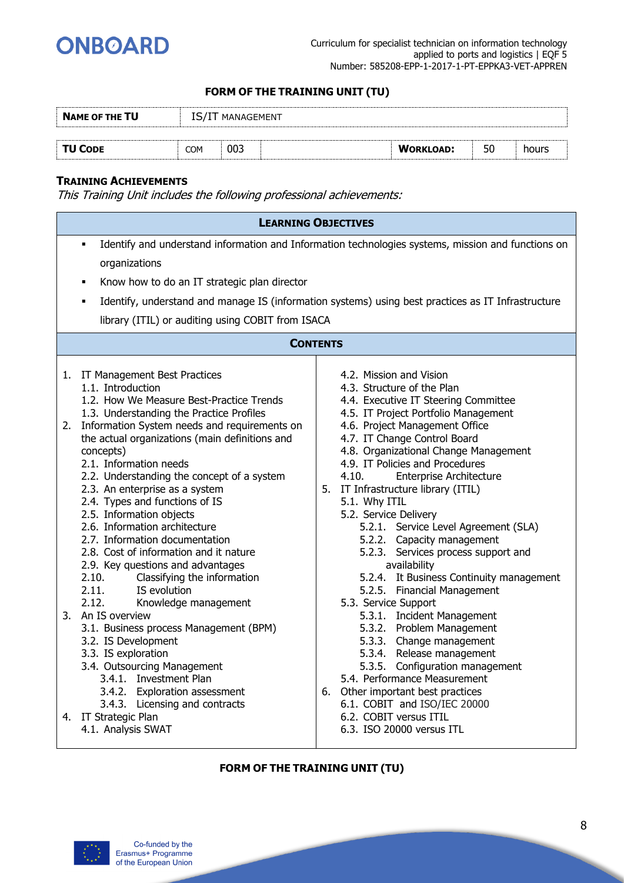## FORM OF THE TRAINING UNIT (TU)

| **NAME OF THE TU** | IS/IT MANAGEMENT | | | | |
|---|---|---|---|---|---|
| **TU CODE** | COM | 003 | **WORKLOAD:** | 50 | hours |

### TRAINING ACHIEVEMENTS

*This Training Unit includes the following professional achievements:*

#### LEARNING OBJECTIVES

- Identify and understand information and Information technologies systems, mission and functions on organizations
- Know how to do an IT strategic plan director
- Identify, understand and manage IS (information systems) using best practices as IT Infrastructure library (ITIL) or auditing using COBIT from ISACA

#### CONTENTS

1. IT Management Best Practices
   1.1. Introduction
   1.2. How We Measure Best-Practice Trends
   1.3. Understanding the Practice Profiles
2. Information System needs and requirements on the actual organizations (main definitions and concepts)
   2.1. Information needs
   2.2. Understanding the concept of a system
   2.3. An enterprise as a system
   2.4. Types and functions of IS
   2.5. Information objects
   2.6. Information architecture
   2.7. Information documentation
   2.8. Cost of information and it nature
   2.9. Key questions and advantages
   2.10. Classifying the information
   2.11. IS evolution
   2.12. Knowledge management
3. An IS overview
   3.1. Business process Management (BPM)
   3.2. IS Development
   3.3. IS exploration
   3.4. Outsourcing Management
      3.4.1. Investment Plan
      3.4.2. Exploration assessment
      3.4.3. Licensing and contracts
4. IT Strategic Plan
   4.1. Analysis SWAT
   4.2. Mission and Vision
   4.3. Structure of the Plan
   4.4. Executive IT Steering Committee
   4.5. IT Project Portfolio Management
   4.6. Project Management Office
   4.7. IT Change Control Board
   4.8. Organizational Change Management
   4.9. IT Policies and Procedures
   4.10. Enterprise Architecture
5. IT Infrastructure library (ITIL)
   5.1. Why ITIL
   5.2. Service Delivery
      5.2.1. Service Level Agreement (SLA)
      5.2.2. Capacity management
      5.2.3. Services process support and availability
      5.2.4. It Business Continuity management
      5.2.5. Financial Management
   5.3. Service Support
      5.3.1. Incident Management
      5.3.2. Problem Management
      5.3.3. Change management
      5.3.4. Release management
      5.3.5. Configuration management
   5.4. Performance Measurement
6. Other important best practices
   6.1. COBIT and ISO/IEC 20000
   6.2. COBIT versus ITIL
   6.3. ISO 20000 versus ITL

## FORM OF THE TRAINING UNIT (TU)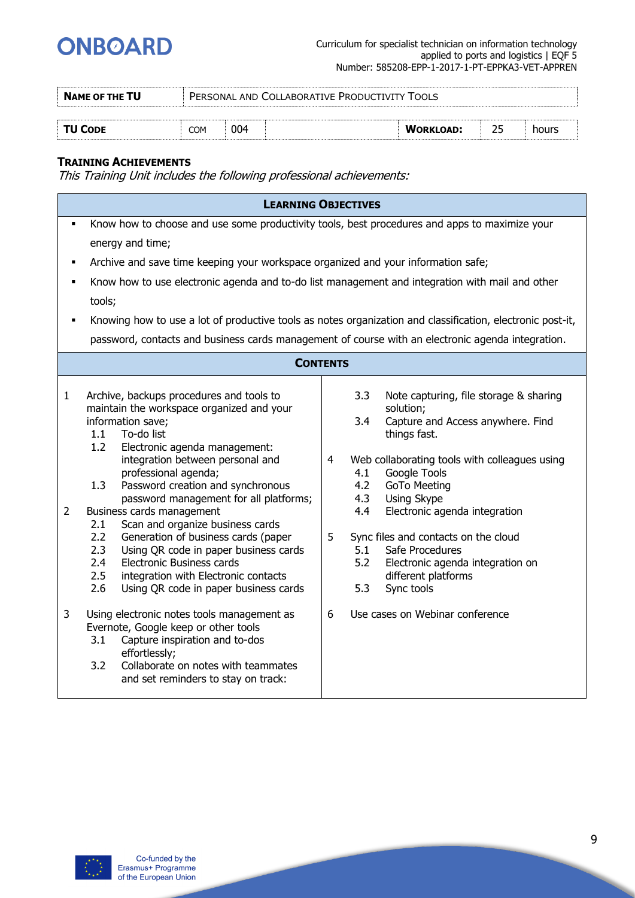| **NAME OF THE TU** | PERSONAL AND COLLABORATIVE PRODUCTIVITY TOOLS | | | | | |
|---|---|---|---|---|---|---|
| **TU CODE** | COM | 004 | | **WORKLOAD:** | 25 | hours |

**TRAINING ACHIEVEMENTS**

*This Training Unit includes the following professional achievements:*

### LEARNING OBJECTIVES

- Know how to choose and use some productivity tools, best procedures and apps to maximize your energy and time;
- Archive and save time keeping your workspace organized and your information safe;
- Know how to use electronic agenda and to-do list management and integration with mail and other tools;
- Knowing how to use a lot of productive tools as notes organization and classification, electronic post-it, password, contacts and business cards management of course with an electronic agenda integration.

### CONTENTS

1. Archive, backups procedures and tools to maintain the workspace organized and your information save;
   - 1.1 To-do list
   - 1.2 Electronic agenda management: integration between personal and professional agenda;
   - 1.3 Password creation and synchronous password management for all platforms;
2. Business cards management
   - 2.1 Scan and organize business cards
   - 2.2 Generation of business cards (paper
   - 2.3 Using QR code in paper business cards
   - 2.4 Electronic Business cards
   - 2.5 integration with Electronic contacts
   - 2.6 Using QR code in paper business cards
3. Using electronic notes tools management as Evernote, Google keep or other tools
   - 3.1 Capture inspiration and to-dos effortlessly;
   - 3.2 Collaborate on notes with teammates and set reminders to stay on track:
   - 3.3 Note capturing, file storage & sharing solution;
   - 3.4 Capture and Access anywhere. Find things fast.
4. Web collaborating tools with colleagues using
   - 4.1 Google Tools
   - 4.2 GoTo Meeting
   - 4.3 Using Skype
   - 4.4 Electronic agenda integration
5. Sync files and contacts on the cloud
   - 5.1 Safe Procedures
   - 5.2 Electronic agenda integration on different platforms
   - 5.3 Sync tools
6. Use cases on Webinar conference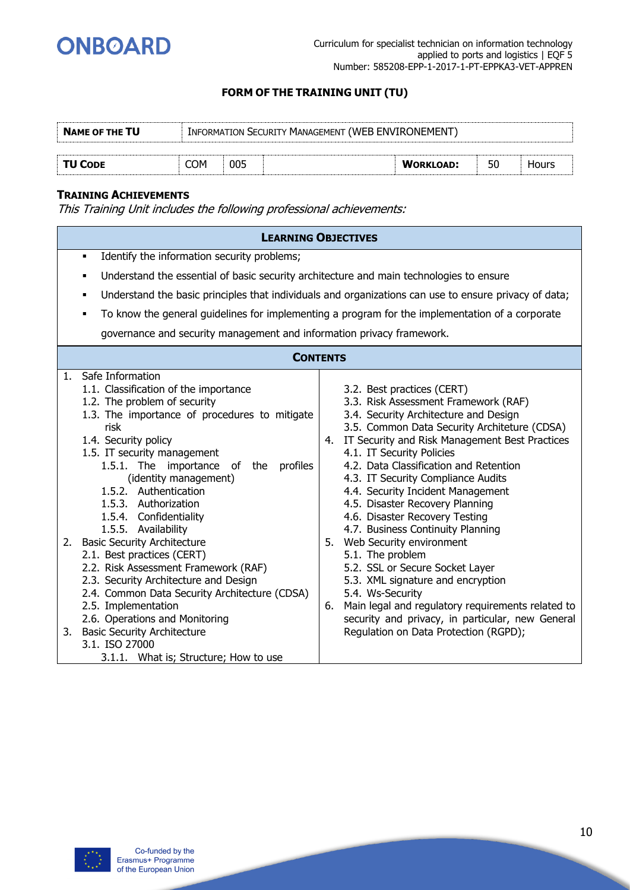**FORM OF THE TRAINING UNIT (TU)**

| **NAME OF THE TU** | INFORMATION SECURITY MANAGEMENT (WEB ENVIRONEMENT) | | | | |
|---|---|---|---|---|---|
| **TU CODE** | COM | 005 | | **WORKLOAD:** | 50 Hours |

**TRAINING ACHIEVEMENTS**

*This Training Unit includes the following professional achievements:*

**LEARNING OBJECTIVES**

- Identify the information security problems;
- Understand the essential of basic security architecture and main technologies to ensure
- Understand the basic principles that individuals and organizations can use to ensure privacy of data;
- To know the general guidelines for implementing a program for the implementation of a corporate governance and security management and information privacy framework.

**CONTENTS**

1. Safe Information
   - 1.1. Classification of the importance
   - 1.2. The problem of security
   - 1.3. The importance of procedures to mitigate risk
   - 1.4. Security policy
   - 1.5. IT security management
     - 1.5.1. The importance of the profiles (identity management)
     - 1.5.2. Authentication
     - 1.5.3. Authorization
     - 1.5.4. Confidentiality
     - 1.5.5. Availability
2. Basic Security Architecture
   - 2.1. Best practices (CERT)
   - 2.2. Risk Assessment Framework (RAF)
   - 2.3. Security Architecture and Design
   - 2.4. Common Data Security Architecture (CDSA)
   - 2.5. Implementation
   - 2.6. Operations and Monitoring
3. Basic Security Architecture
   - 3.1. ISO 27000
     - 3.1.1. What is; Structure; How to use
   - 3.2. Best practices (CERT)
   - 3.3. Risk Assessment Framework (RAF)
   - 3.4. Security Architecture and Design
   - 3.5. Common Data Security Architeture (CDSA)
4. IT Security and Risk Management Best Practices
   - 4.1. IT Security Policies
   - 4.2. Data Classification and Retention
   - 4.3. IT Security Compliance Audits
   - 4.4. Security Incident Management
   - 4.5. Disaster Recovery Planning
   - 4.6. Disaster Recovery Testing
   - 4.7. Business Continuity Planning
5. Web Security environment
   - 5.1. The problem
   - 5.2. SSL or Secure Socket Layer
   - 5.3. XML signature and encryption
   - 5.4. Ws-Security
6. Main legal and regulatory requirements related to security and privacy, in particular, new General Regulation on Data Protection (RGPD);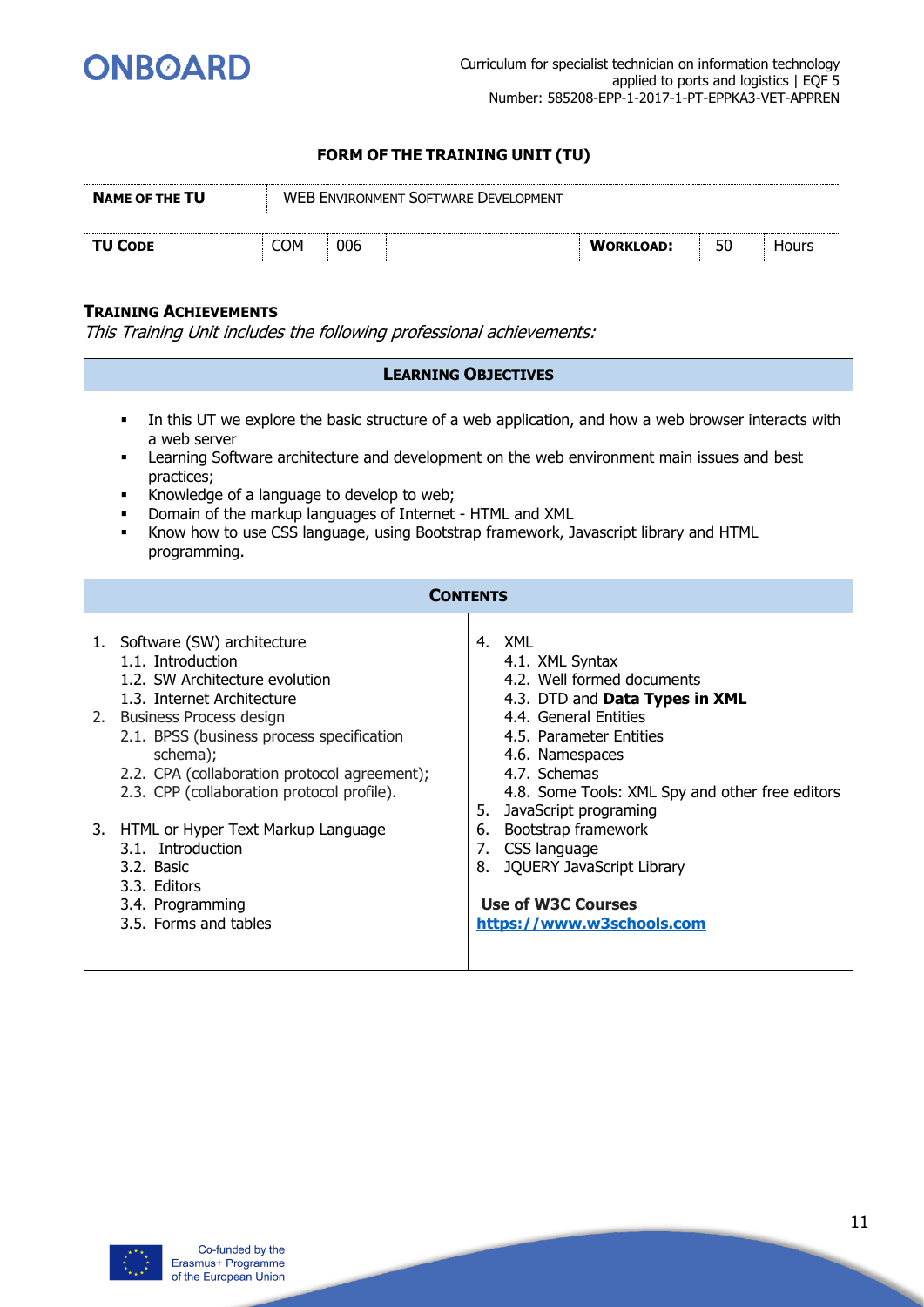### FORM OF THE TRAINING UNIT (TU)

| NAME OF THE TU | WEB ENVIRONMENT SOFTWARE DEVELOPMENT | | | | | |
|---|---|---|---|---|---|---|
| **TU CODE** | COM | 006 | | **WORKLOAD:** | 50 | Hours |

**TRAINING ACHIEVEMENTS**

*This Training Unit includes the following professional achievements:*

**LEARNING OBJECTIVES**

- In this UT we explore the basic structure of a web application, and how a web browser interacts with a web server
- Learning Software architecture and development on the web environment main issues and best practices;
- Knowledge of a language to develop to web;
- Domain of the markup languages of Internet - HTML and XML
- Know how to use CSS language, using Bootstrap framework, Javascript library and HTML programming.

**CONTENTS**

1. Software (SW) architecture
   1.1. Introduction
   1.2. SW Architecture evolution
   1.3. Internet Architecture
2. Business Process design
   2.1. BPSS (business process specification schema);
   2.2. CPA (collaboration protocol agreement);
   2.3. CPP (collaboration protocol profile).
3. HTML or Hyper Text Markup Language
   3.1. Introduction
   3.2. Basic
   3.3. Editors
   3.4. Programming
   3.5. Forms and tables
4. XML
   4.1. XML Syntax
   4.2. Well formed documents
   4.3. DTD and **Data Types in XML**
   4.4. General Entities
   4.5. Parameter Entities
   4.6. Namespaces
   4.7. Schemas
   4.8. Some Tools: XML Spy and other free editors
5. JavaScript programing
6. Bootstrap framework
7. CSS language
8. JQUERY JavaScript Library

**Use of W3C Courses**
**https://www.w3schools.com**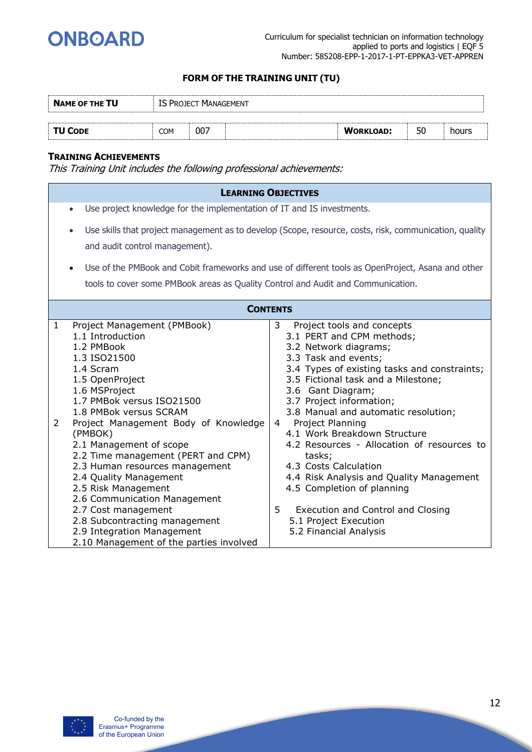### FORM OF THE TRAINING UNIT (TU)

| **NAME OF THE TU** | IS PROJECT MANAGEMENT | | | | | |
|---|---|---|---|---|---|---|
| **TU CODE** | COM | 007 | | **WORKLOAD:** | 50 | hours |

**TRAINING ACHIEVEMENTS**

*This Training Unit includes the following professional achievements:*

**LEARNING OBJECTIVES**

- Use project knowledge for the implementation of IT and IS investments.
- Use skills that project management as to develop (Scope, resource, costs, risk, communication, quality and audit control management).
- Use of the PMBook and Cobit frameworks and use of different tools as OpenProject, Asana and other tools to cover some PMBook areas as Quality Control and Audit and Communication.

**CONTENTS**

1 Project Management (PMBook)
- 1.1 Introduction
- 1.2 PMBook
- 1.3 ISO21500
- 1.4 Scram
- 1.5 OpenProject
- 1.6 MSProject
- 1.7 PMBok versus ISO21500
- 1.8 PMBok versus SCRAM

2 Project Management Body of Knowledge (PMBOK)
- 2.1 Management of scope
- 2.2 Time management (PERT and CPM)
- 2.3 Human resources management
- 2.4 Quality Management
- 2.5 Risk Management
- 2.6 Communication Management
- 2.7 Cost management
- 2.8 Subcontracting management
- 2.9 Integration Management
- 2.10 Management of the parties involved

3 Project tools and concepts
- 3.1 PERT and CPM methods;
- 3.2 Network diagrams;
- 3.3 Task and events;
- 3.4 Types of existing tasks and constraints;
- 3.5 Fictional task and a Milestone;
- 3.6 Gant Diagram;
- 3.7 Project information;
- 3.8 Manual and automatic resolution;

4 Project Planning
- 4.1 Work Breakdown Structure
- 4.2 Resources - Allocation of resources to tasks;
- 4.3 Costs Calculation
- 4.4 Risk Analysis and Quality Management
- 4.5 Completion of planning

5 Execution and Control and Closing
- 5.1 Project Execution
- 5.2 Financial Analysis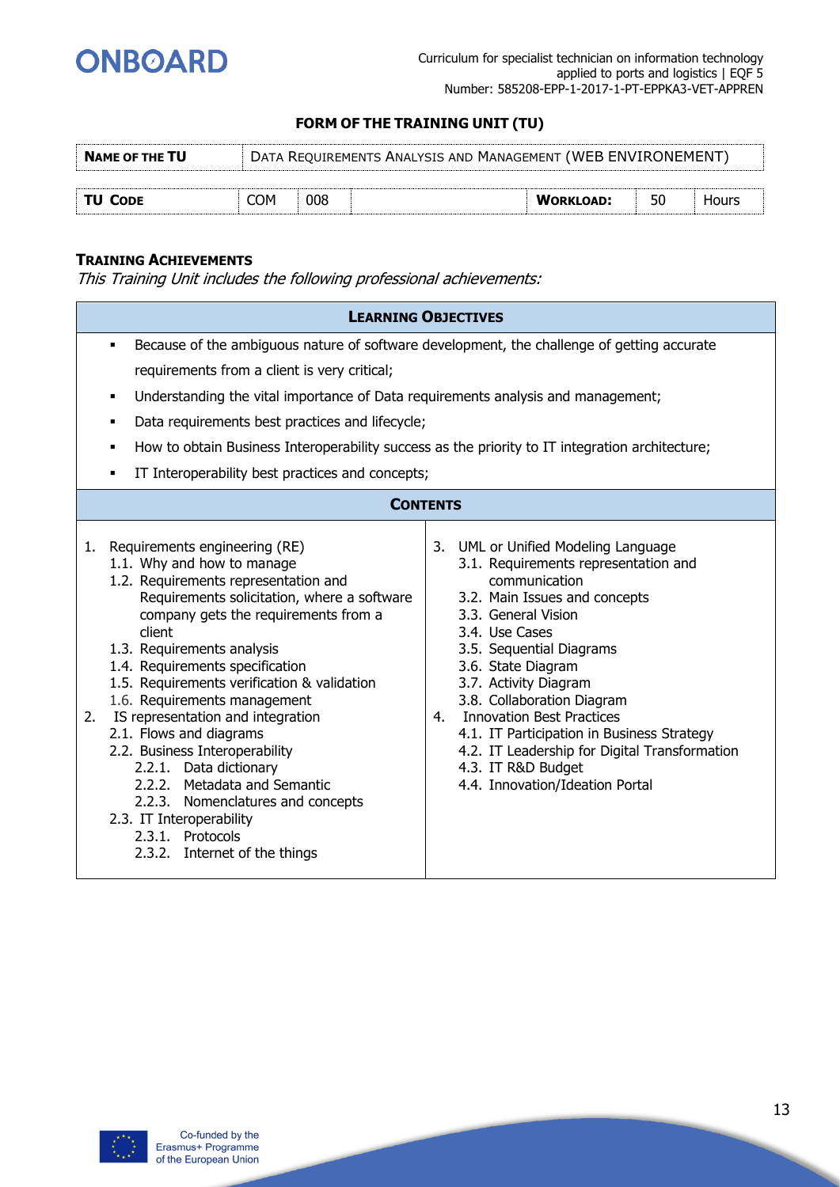### FORM OF THE TRAINING UNIT (TU)

| **NAME OF THE TU** | DATA REQUIREMENTS ANALYSIS AND MANAGEMENT (WEB ENVIRONEMENT) | | | | | |
|---|---|---|---|---|---|---|
| **TU CODE** | COM | 008 | | **WORKLOAD:** | 50 | Hours |

### TRAINING ACHIEVEMENTS

*This Training Unit includes the following professional achievements:*

**LEARNING OBJECTIVES**

- Because of the ambiguous nature of software development, the challenge of getting accurate requirements from a client is very critical;
- Understanding the vital importance of Data requirements analysis and management;
- Data requirements best practices and lifecycle;
- How to obtain Business Interoperability success as the priority to IT integration architecture;
- IT Interoperability best practices and concepts;

**CONTENTS**

1. Requirements engineering (RE)
   - 1.1. Why and how to manage
   - 1.2. Requirements representation and Requirements solicitation, where a software company gets the requirements from a client
   - 1.3. Requirements analysis
   - 1.4. Requirements specification
   - 1.5. Requirements verification & validation
   - 1.6. Requirements management
2. IS representation and integration
   - 2.1. Flows and diagrams
   - 2.2. Business Interoperability
     - 2.2.1. Data dictionary
     - 2.2.2. Metadata and Semantic
     - 2.2.3. Nomenclatures and concepts
   - 2.3. IT Interoperability
     - 2.3.1. Protocols
     - 2.3.2. Internet of the things
3. UML or Unified Modeling Language
   - 3.1. Requirements representation and communication
   - 3.2. Main Issues and concepts
   - 3.3. General Vision
   - 3.4. Use Cases
   - 3.5. Sequential Diagrams
   - 3.6. State Diagram
   - 3.7. Activity Diagram
   - 3.8. Collaboration Diagram
4. Innovation Best Practices
   - 4.1. IT Participation in Business Strategy
   - 4.2. IT Leadership for Digital Transformation
   - 4.3. IT R&D Budget
   - 4.4. Innovation/Ideation Portal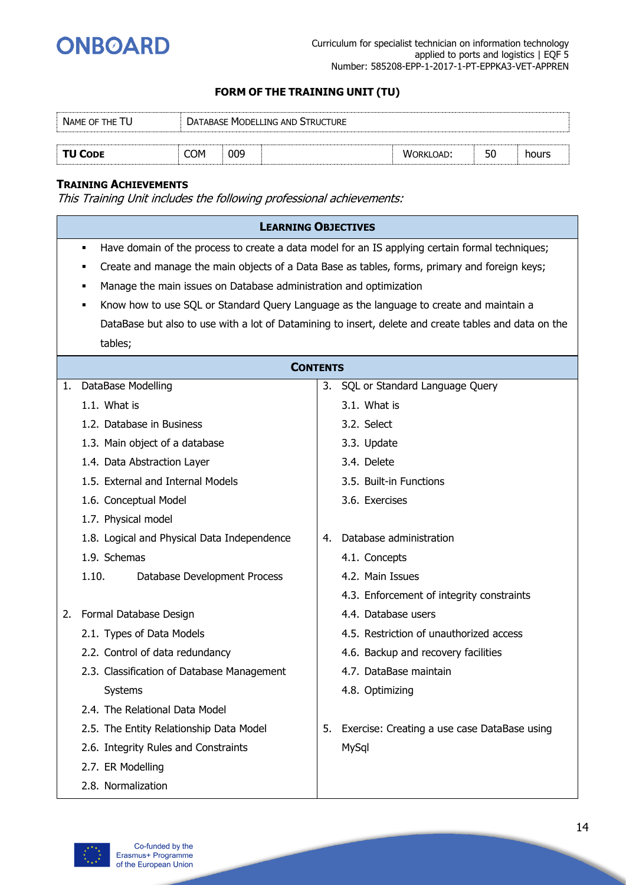### FORM OF THE TRAINING UNIT (TU)

| NAME OF THE TU | DATABASE MODELLING AND STRUCTURE | | | | |
|---|---|---|---|---|---|
| **TU CODE** | COM | 009 | WORKLOAD: | 50 | hours |

**TRAINING ACHIEVEMENTS**

*This Training Unit includes the following professional achievements:*

**LEARNING OBJECTIVES**

- Have domain of the process to create a data model for an IS applying certain formal techniques;
- Create and manage the main objects of a Data Base as tables, forms, primary and foreign keys;
- Manage the main issues on Database administration and optimization
- Know how to use SQL or Standard Query Language as the language to create and maintain a DataBase but also to use with a lot of Datamining to insert, delete and create tables and data on the tables;

**CONTENTS**

1. DataBase Modelling
   - 1.1. What is
   - 1.2. Database in Business
   - 1.3. Main object of a database
   - 1.4. Data Abstraction Layer
   - 1.5. External and Internal Models
   - 1.6. Conceptual Model
   - 1.7. Physical model
   - 1.8. Logical and Physical Data Independence
   - 1.9. Schemas
   - 1.10. Database Development Process
2. Formal Database Design
   - 2.1. Types of Data Models
   - 2.2. Control of data redundancy
   - 2.3. Classification of Database Management Systems
   - 2.4. The Relational Data Model
   - 2.5. The Entity Relationship Data Model
   - 2.6. Integrity Rules and Constraints
   - 2.7. ER Modelling
   - 2.8. Normalization
3. SQL or Standard Language Query
   - 3.1. What is
   - 3.2. Select
   - 3.3. Update
   - 3.4. Delete
   - 3.5. Built-in Functions
   - 3.6. Exercises
4. Database administration
   - 4.1. Concepts
   - 4.2. Main Issues
   - 4.3. Enforcement of integrity constraints
   - 4.4. Database users
   - 4.5. Restriction of unauthorized access
   - 4.6. Backup and recovery facilities
   - 4.7. DataBase maintain
   - 4.8. Optimizing
5. Exercise: Creating a use case DataBase using MySql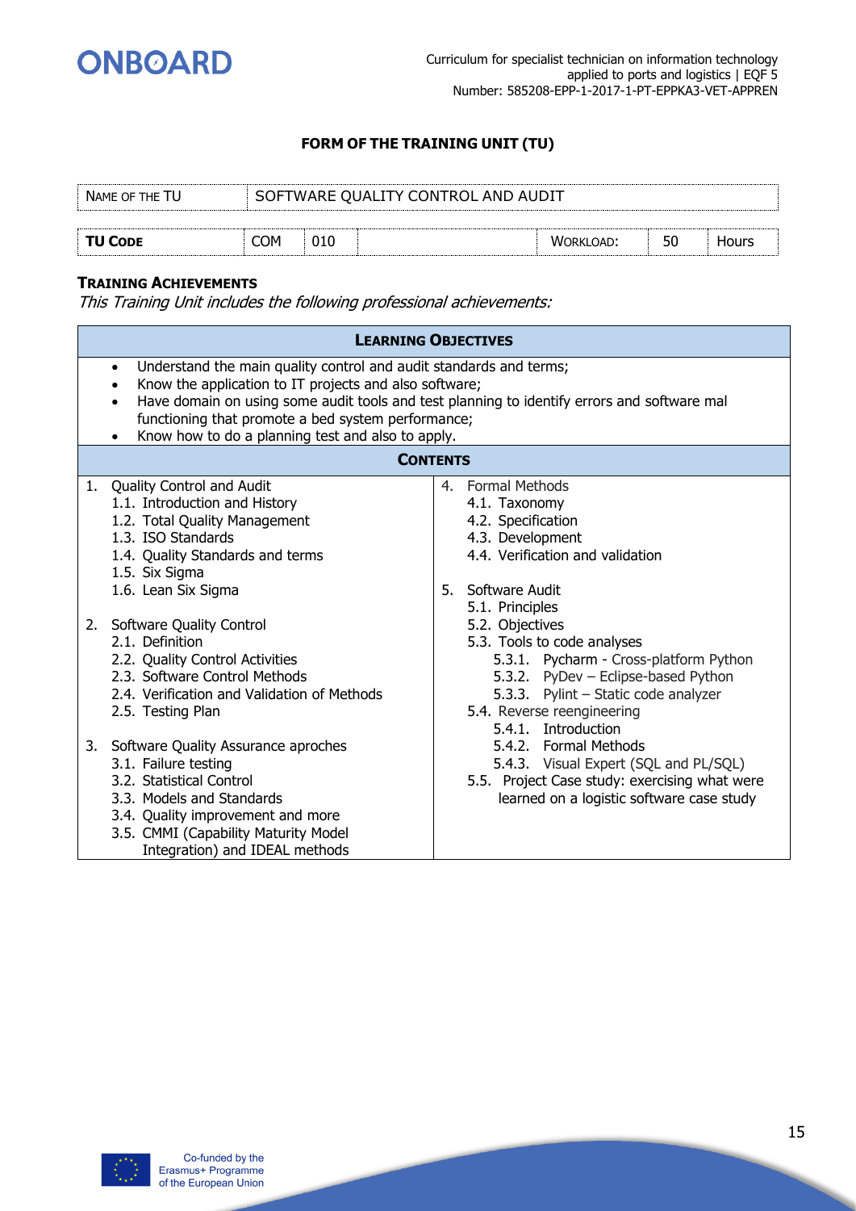## FORM OF THE TRAINING UNIT (TU)

| NAME OF THE TU | SOFTWARE QUALITY CONTROL AND AUDIT | | | | | |
|---|---|---|---|---|---|---|
| **TU CODE** | COM | 010 | | WORKLOAD: | 50 | Hours |

### TRAINING ACHIEVEMENTS

*This Training Unit includes the following professional achievements:*

**LEARNING OBJECTIVES**

- Understand the main quality control and audit standards and terms;
- Know the application to IT projects and also software;
- Have domain on using some audit tools and test planning to identify errors and software mal functioning that promote a bed system performance;
- Know how to do a planning test and also to apply.

**CONTENTS**

1. Quality Control and Audit
   - 1.1. Introduction and History
   - 1.2. Total Quality Management
   - 1.3. ISO Standards
   - 1.4. Quality Standards and terms
   - 1.5. Six Sigma
   - 1.6. Lean Six Sigma
2. Software Quality Control
   - 2.1. Definition
   - 2.2. Quality Control Activities
   - 2.3. Software Control Methods
   - 2.4. Verification and Validation of Methods
   - 2.5. Testing Plan
3. Software Quality Assurance aproches
   - 3.1. Failure testing
   - 3.2. Statistical Control
   - 3.3. Models and Standards
   - 3.4. Quality improvement and more
   - 3.5. CMMI (Capability Maturity Model Integration) and IDEAL methods
4. Formal Methods
   - 4.1. Taxonomy
   - 4.2. Specification
   - 4.3. Development
   - 4.4. Verification and validation
5. Software Audit
   - 5.1. Principles
   - 5.2. Objectives
   - 5.3. Tools to code analyses
     - 5.3.1. Pycharm - Cross-platform Python
     - 5.3.2. PyDev – Eclipse-based Python
     - 5.3.3. Pylint – Static code analyzer
   - 5.4. Reverse reengineering
     - 5.4.1. Introduction
     - 5.4.2. Formal Methods
     - 5.4.3. Visual Expert (SQL and PL/SQL)
   - 5.5. Project Case study: exercising what were learned on a logistic software case study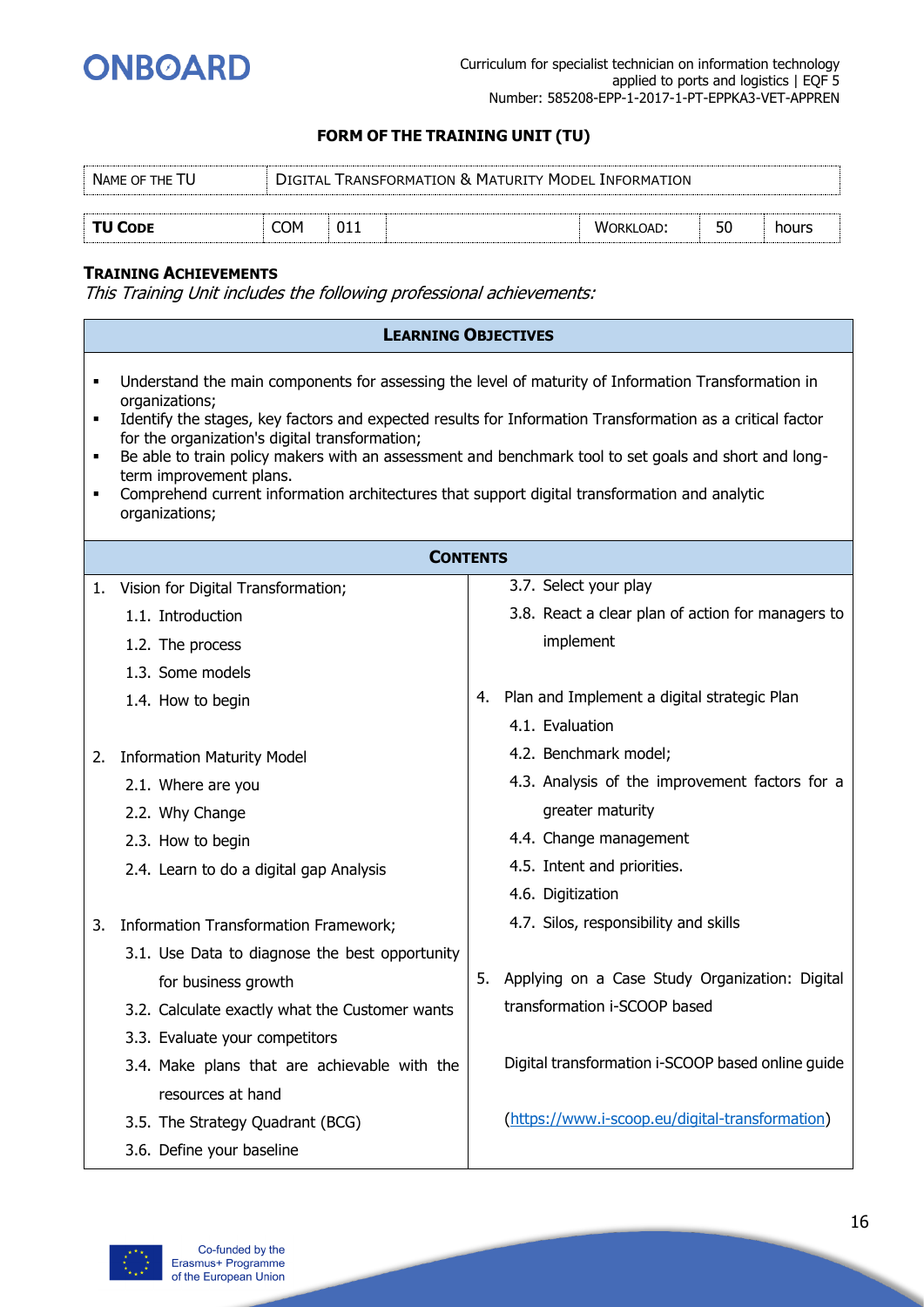### FORM OF THE TRAINING UNIT (TU)

| NAME OF THE TU | DIGITAL TRANSFORMATION & MATURITY MODEL INFORMATION | | | | |
|---|---|---|---|---|---|
| **TU CODE** | COM | 011 | WORKLOAD: | 50 | hours |

**TRAINING ACHIEVEMENTS**

*This Training Unit includes the following professional achievements:*

**LEARNING OBJECTIVES**

- Understand the main components for assessing the level of maturity of Information Transformation in organizations;
- Identify the stages, key factors and expected results for Information Transformation as a critical factor for the organization's digital transformation;
- Be able to train policy makers with an assessment and benchmark tool to set goals and short and long-term improvement plans.
- Comprehend current information architectures that support digital transformation and analytic organizations;

**CONTENTS**

1. Vision for Digital Transformation;
   - 1.1. Introduction
   - 1.2. The process
   - 1.3. Some models
   - 1.4. How to begin

2. Information Maturity Model
   - 2.1. Where are you
   - 2.2. Why Change
   - 2.3. How to begin
   - 2.4. Learn to do a digital gap Analysis

3. Information Transformation Framework;
   - 3.1. Use Data to diagnose the best opportunity for business growth
   - 3.2. Calculate exactly what the Customer wants
   - 3.3. Evaluate your competitors
   - 3.4. Make plans that are achievable with the resources at hand
   - 3.5. The Strategy Quadrant (BCG)
   - 3.6. Define your baseline
   - 3.7. Select your play
   - 3.8. React a clear plan of action for managers to implement

4. Plan and Implement a digital strategic Plan
   - 4.1. Evaluation
   - 4.2. Benchmark model;
   - 4.3. Analysis of the improvement factors for a greater maturity
   - 4.4. Change management
   - 4.5. Intent and priorities.
   - 4.6. Digitization
   - 4.7. Silos, responsibility and skills

5. Applying on a Case Study Organization: Digital transformation i-SCOOP based

Digital transformation i-SCOOP based online guide

(https://www.i-scoop.eu/digital-transformation)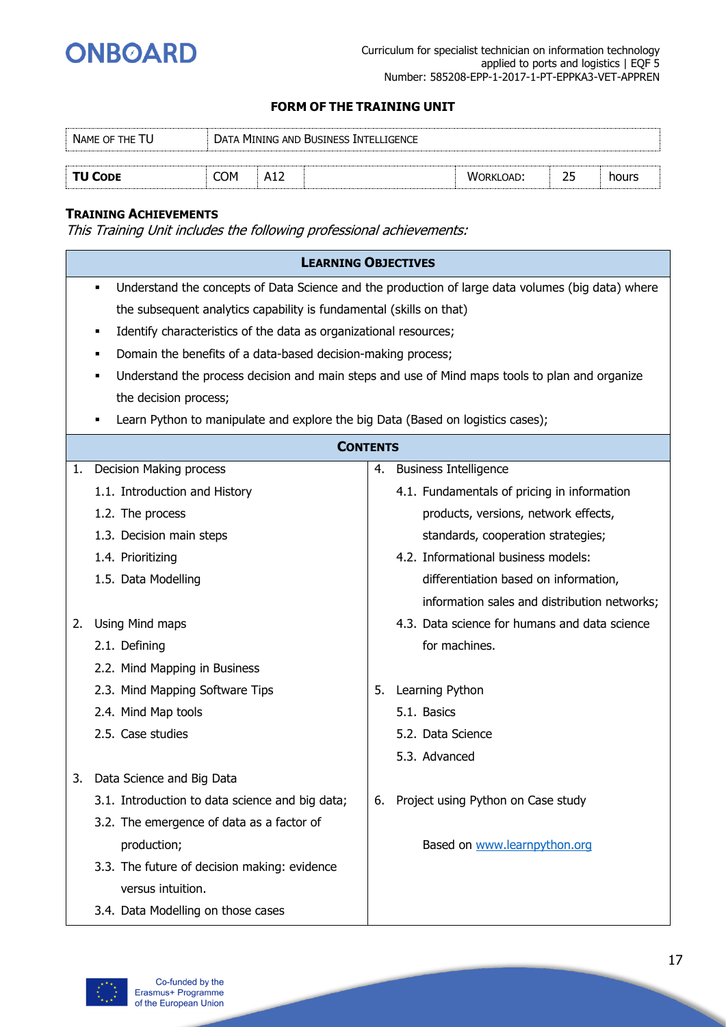### FORM OF THE TRAINING UNIT

| NAME OF THE TU | DATA MINING AND BUSINESS INTELLIGENCE | | | | | |
|---|---|---|---|---|---|---|
| **TU CODE** | COM | A12 | | WORKLOAD: | 25 | hours |

**TRAINING ACHIEVEMENTS**

*This Training Unit includes the following professional achievements:*

**LEARNING OBJECTIVES**

- Understand the concepts of Data Science and the production of large data volumes (big data) where the subsequent analytics capability is fundamental (skills on that)
- Identify characteristics of the data as organizational resources;
- Domain the benefits of a data-based decision-making process;
- Understand the process decision and main steps and use of Mind maps tools to plan and organize the decision process;
- Learn Python to manipulate and explore the big Data (Based on logistics cases);

**CONTENTS**

1. Decision Making process
   - 1.1. Introduction and History
   - 1.2. The process
   - 1.3. Decision main steps
   - 1.4. Prioritizing
   - 1.5. Data Modelling
2. Using Mind maps
   - 2.1. Defining
   - 2.2. Mind Mapping in Business
   - 2.3. Mind Mapping Software Tips
   - 2.4. Mind Map tools
   - 2.5. Case studies
3. Data Science and Big Data
   - 3.1. Introduction to data science and big data;
   - 3.2. The emergence of data as a factor of production;
   - 3.3. The future of decision making: evidence versus intuition.
   - 3.4. Data Modelling on those cases
4. Business Intelligence
   - 4.1. Fundamentals of pricing in information products, versions, network effects, standards, cooperation strategies;
   - 4.2. Informational business models: differentiation based on information, information sales and distribution networks;
   - 4.3. Data science for humans and data science for machines.
5. Learning Python
   - 5.1. Basics
   - 5.2. Data Science
   - 5.3. Advanced
6. Project using Python on Case study

   Based on www.learnpython.org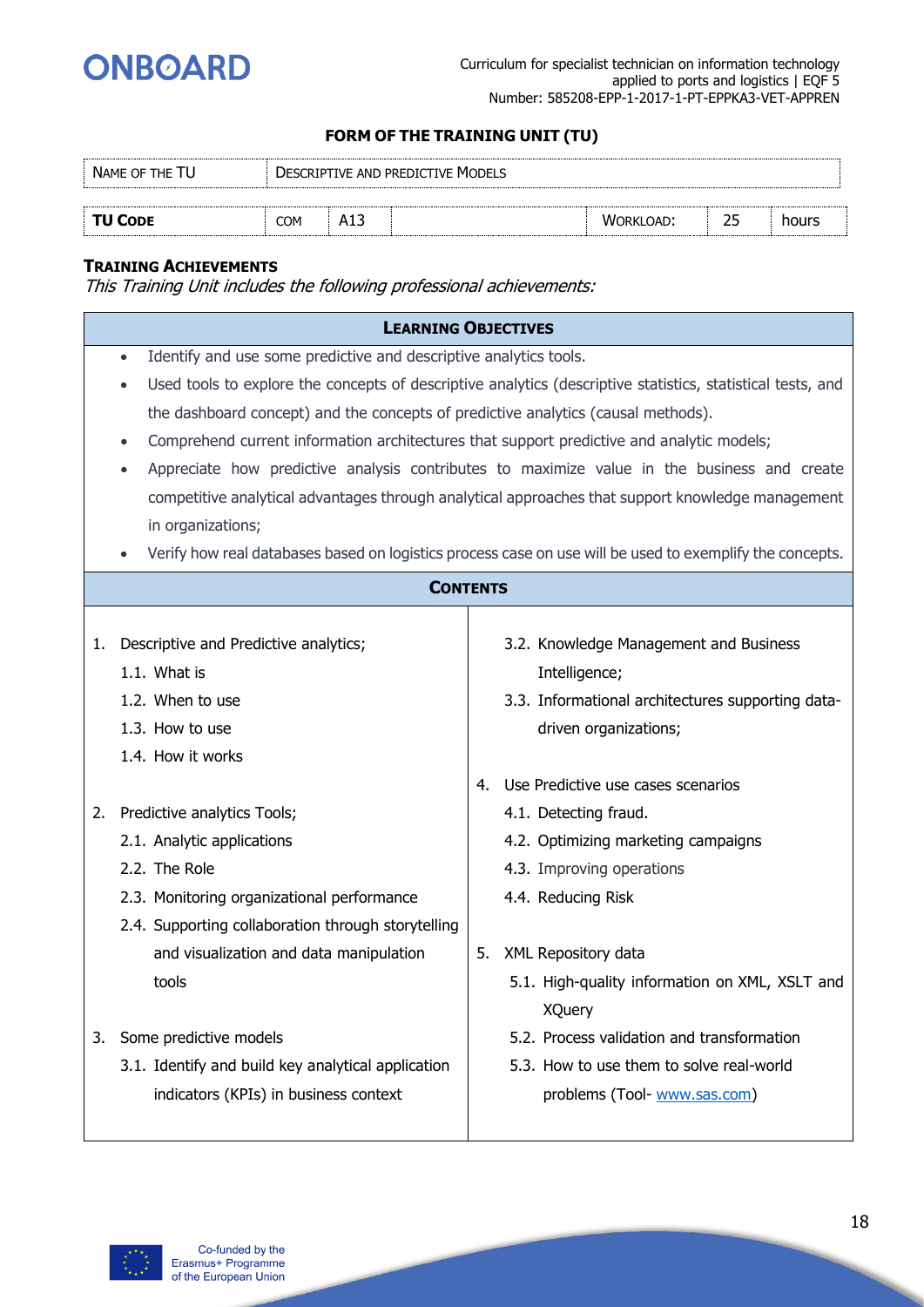**FORM OF THE TRAINING UNIT (TU)**

| NAME OF THE TU | DESCRIPTIVE AND PREDICTIVE MODELS | | | | | |
|---|---|---|---|---|---|---|
| **TU CODE** | COM | A13 | | WORKLOAD: | 25 | hours |

**TRAINING ACHIEVEMENTS**

*This Training Unit includes the following professional achievements:*

**LEARNING OBJECTIVES**

- Identify and use some predictive and descriptive analytics tools.
- Used tools to explore the concepts of descriptive analytics (descriptive statistics, statistical tests, and the dashboard concept) and the concepts of predictive analytics (causal methods).
- Comprehend current information architectures that support predictive and analytic models;
- Appreciate how predictive analysis contributes to maximize value in the business and create competitive analytical advantages through analytical approaches that support knowledge management in organizations;
- Verify how real databases based on logistics process case on use will be used to exemplify the concepts.

**CONTENTS**

1. Descriptive and Predictive analytics;
   - 1.1. What is
   - 1.2. When to use
   - 1.3. How to use
   - 1.4. How it works
2. Predictive analytics Tools;
   - 2.1. Analytic applications
   - 2.2. The Role
   - 2.3. Monitoring organizational performance
   - 2.4. Supporting collaboration through storytelling and visualization and data manipulation tools
3. Some predictive models
   - 3.1. Identify and build key analytical application indicators (KPIs) in business context
   - 3.2. Knowledge Management and Business Intelligence;
   - 3.3. Informational architectures supporting data-driven organizations;
4. Use Predictive use cases scenarios
   - 4.1. Detecting fraud.
   - 4.2. Optimizing marketing campaigns
   - 4.3. Improving operations
   - 4.4. Reducing Risk
5. XML Repository data
   - 5.1. High-quality information on XML, XSLT and XQuery
   - 5.2. Process validation and transformation
   - 5.3. How to use them to solve real-world problems (Tool- www.sas.com)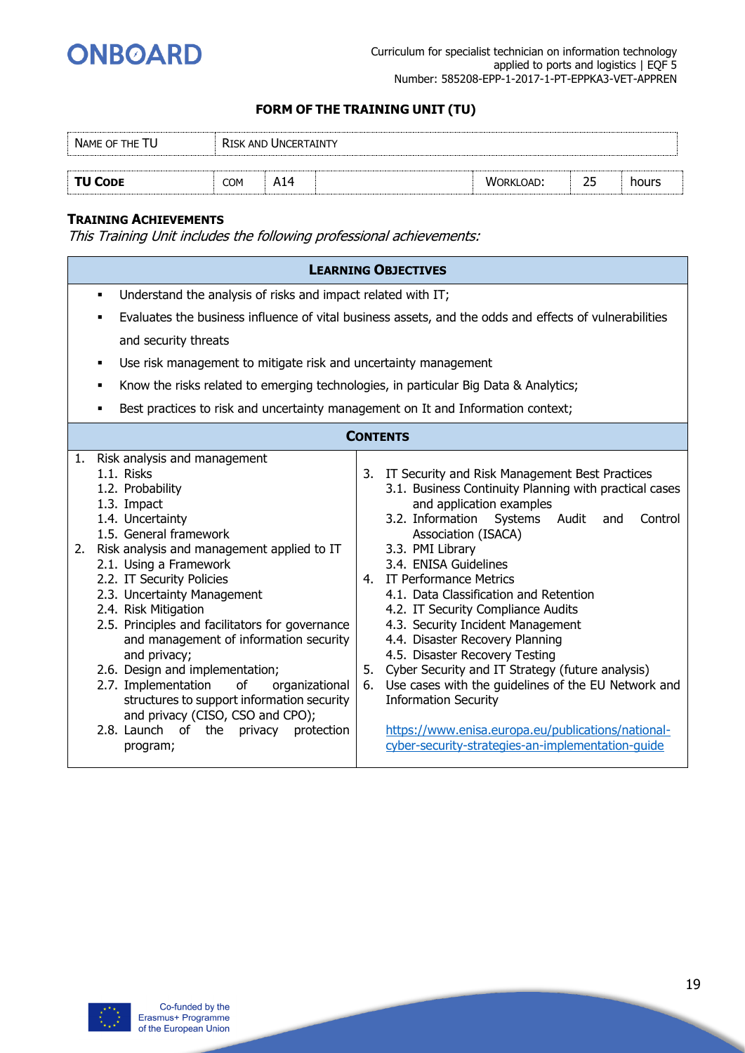### FORM OF THE TRAINING UNIT (TU)

| NAME OF THE TU | RISK AND UNCERTAINTY | | | | |
|---|---|---|---|---|---|
| **TU CODE** | COM | A14 | WORKLOAD: | 25 | hours |

**TRAINING ACHIEVEMENTS**

*This Training Unit includes the following professional achievements:*

**LEARNING OBJECTIVES**

- Understand the analysis of risks and impact related with IT;
- Evaluates the business influence of vital business assets, and the odds and effects of vulnerabilities and security threats
- Use risk management to mitigate risk and uncertainty management
- Know the risks related to emerging technologies, in particular Big Data & Analytics;
- Best practices to risk and uncertainty management on It and Information context;

**CONTENTS**

1. Risk analysis and management
   1.1. Risks
   1.2. Probability
   1.3. Impact
   1.4. Uncertainty
   1.5. General framework
2. Risk analysis and management applied to IT
   2.1. Using a Framework
   2.2. IT Security Policies
   2.3. Uncertainty Management
   2.4. Risk Mitigation
   2.5. Principles and facilitators for governance and management of information security and privacy;
   2.6. Design and implementation;
   2.7. Implementation of organizational structures to support information security and privacy (CISO, CSO and CPO);
   2.8. Launch of the privacy protection program;
3. IT Security and Risk Management Best Practices
   3.1. Business Continuity Planning with practical cases and application examples
   3.2. Information Systems Audit and Control Association (ISACA)
   3.3. PMI Library
   3.4. ENISA Guidelines
4. IT Performance Metrics
   4.1. Data Classification and Retention
   4.2. IT Security Compliance Audits
   4.3. Security Incident Management
   4.4. Disaster Recovery Planning
   4.5. Disaster Recovery Testing
5. Cyber Security and IT Strategy (future analysis)
6. Use cases with the guidelines of the EU Network and Information Security

   https://www.enisa.europa.eu/publications/national-cyber-security-strategies-an-implementation-guide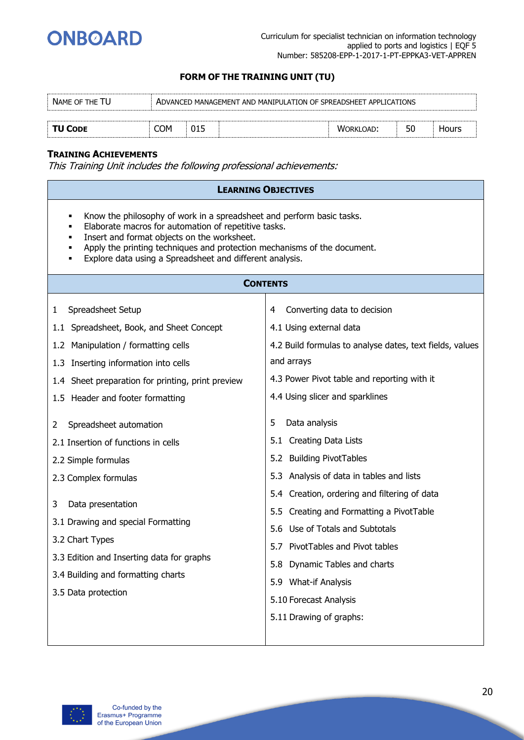## FORM OF THE TRAINING UNIT (TU)

| NAME OF THE TU | ADVANCED MANAGEMENT AND MANIPULATION OF SPREADSHEET APPLICATIONS | | | | |
|---|---|---|---|---|---|
| **TU CODE** | COM | 015 | WORKLOAD: | 50 | Hours |

**TRAINING ACHIEVEMENTS**

*This Training Unit includes the following professional achievements:*

### LEARNING OBJECTIVES

- Know the philosophy of work in a spreadsheet and perform basic tasks.
- Elaborate macros for automation of repetitive tasks.
- Insert and format objects on the worksheet.
- Apply the printing techniques and protection mechanisms of the document.
- Explore data using a Spreadsheet and different analysis.

### CONTENTS

1 Spreadsheet Setup

1.1 Spreadsheet, Book, and Sheet Concept

1.2 Manipulation / formatting cells

1.3 Inserting information into cells

1.4 Sheet preparation for printing, print preview

1.5 Header and footer formatting

2 Spreadsheet automation

2.1 Insertion of functions in cells

2.2 Simple formulas

2.3 Complex formulas

3 Data presentation

3.1 Drawing and special Formatting

3.2 Chart Types

3.3 Edition and Inserting data for graphs

3.4 Building and formatting charts

3.5 Data protection

4 Converting data to decision

4.1 Using external data

4.2 Build formulas to analyse dates, text fields, values and arrays

4.3 Power Pivot table and reporting with it

4.4 Using slicer and sparklines

5 Data analysis

5.1 Creating Data Lists

5.2 Building PivotTables

5.3 Analysis of data in tables and lists

5.4 Creation, ordering and filtering of data

5.5 Creating and Formatting a PivotTable

5.6 Use of Totals and Subtotals

5.7 PivotTables and Pivot tables

5.8 Dynamic Tables and charts

5.9 What-if Analysis

5.10 Forecast Analysis

5.11 Drawing of graphs: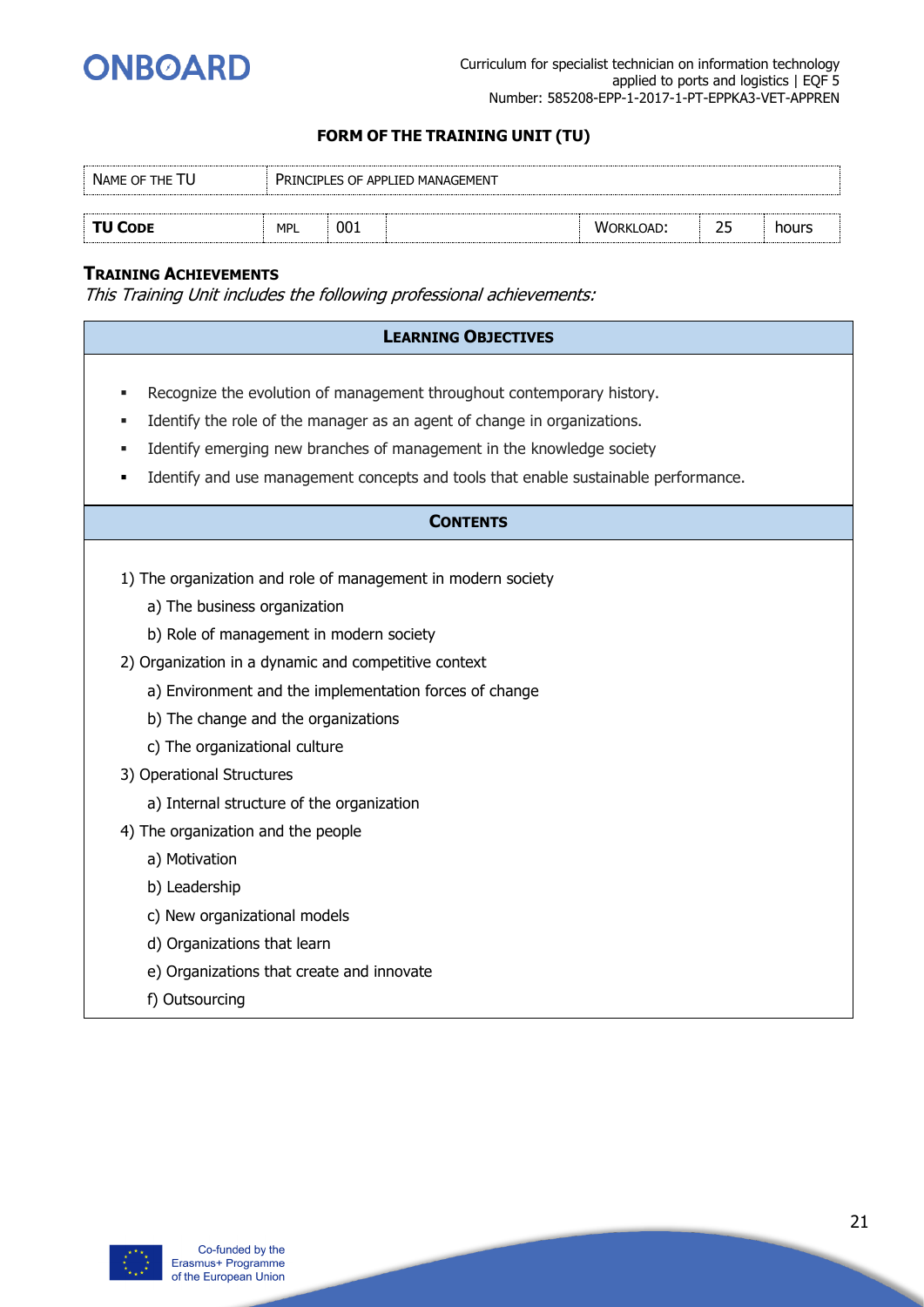## FORM OF THE TRAINING UNIT (TU)

| NAME OF THE TU | PRINCIPLES OF APPLIED MANAGEMENT | | | | | |
|---|---|---|---|---|---|---|
| **TU CODE** | MPL | 001 | | WORKLOAD: | 25 | hours |

**TRAINING ACHIEVEMENTS**

*This Training Unit includes the following professional achievements:*

### LEARNING OBJECTIVES

- Recognize the evolution of management throughout contemporary history.
- Identify the role of the manager as an agent of change in organizations.
- Identify emerging new branches of management in the knowledge society
- Identify and use management concepts and tools that enable sustainable performance.

### CONTENTS

1) The organization and role of management in modern society
   a) The business organization
   b) Role of management in modern society
2) Organization in a dynamic and competitive context
   a) Environment and the implementation forces of change
   b) The change and the organizations
   c) The organizational culture
3) Operational Structures
   a) Internal structure of the organization
4) The organization and the people
   a) Motivation
   b) Leadership
   c) New organizational models
   d) Organizations that learn
   e) Organizations that create and innovate
   f) Outsourcing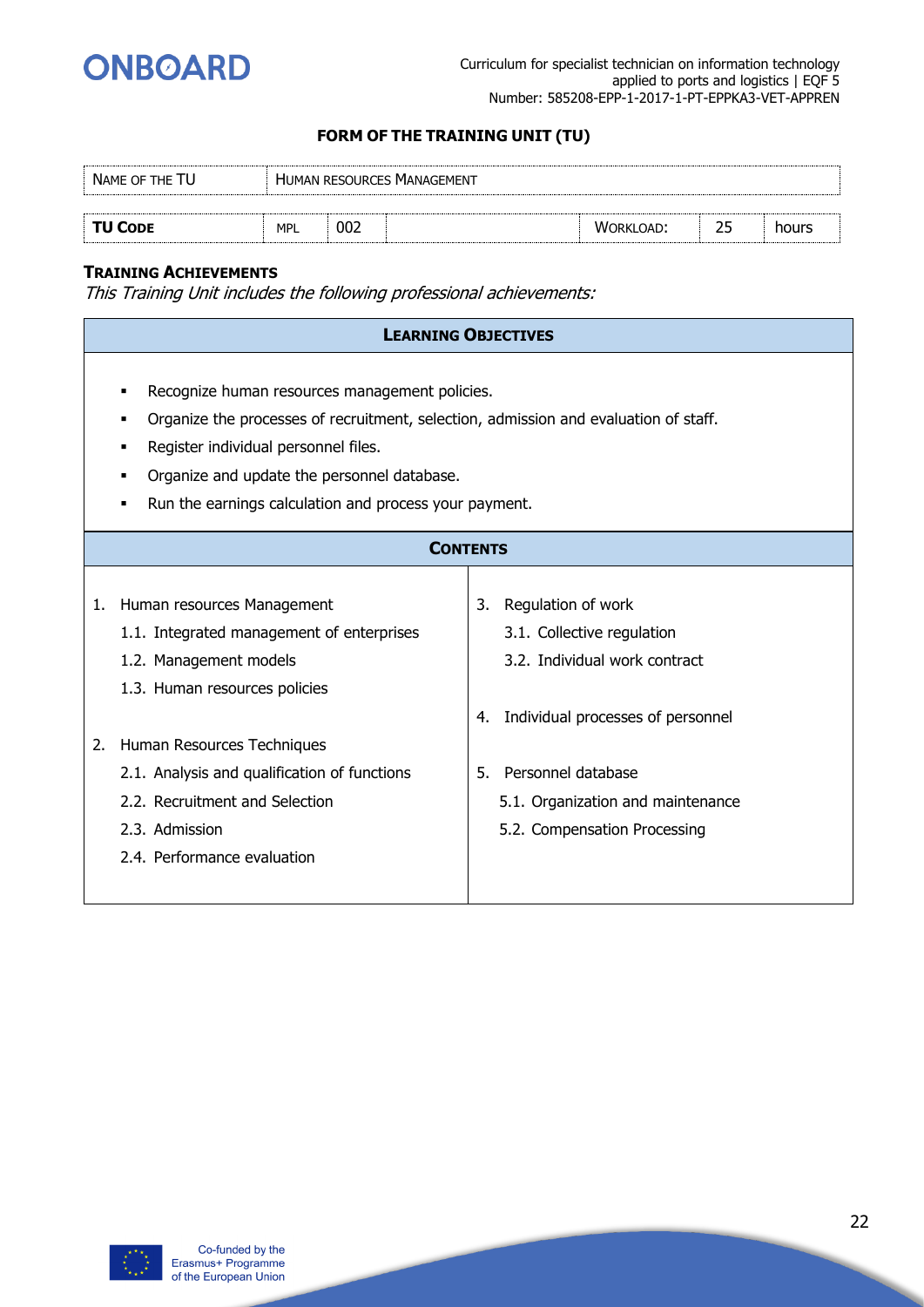## FORM OF THE TRAINING UNIT (TU)

| NAME OF THE TU | HUMAN RESOURCES MANAGEMENT | | | | |
|---|---|---|---|---|---|
| **TU CODE** | MPL | 002 | WORKLOAD: | 25 | hours |

**TRAINING ACHIEVEMENTS**

*This Training Unit includes the following professional achievements:*

### LEARNING OBJECTIVES

- Recognize human resources management policies.
- Organize the processes of recruitment, selection, admission and evaluation of staff.
- Register individual personnel files.
- Organize and update the personnel database.
- Run the earnings calculation and process your payment.

### CONTENTS

1. Human resources Management
   1.1. Integrated management of enterprises
   1.2. Management models
   1.3. Human resources policies

2. Human Resources Techniques
   2.1. Analysis and qualification of functions
   2.2. Recruitment and Selection
   2.3. Admission
   2.4. Performance evaluation

3. Regulation of work
   3.1. Collective regulation
   3.2. Individual work contract

4. Individual processes of personnel

5. Personnel database
   5.1. Organization and maintenance
   5.2. Compensation Processing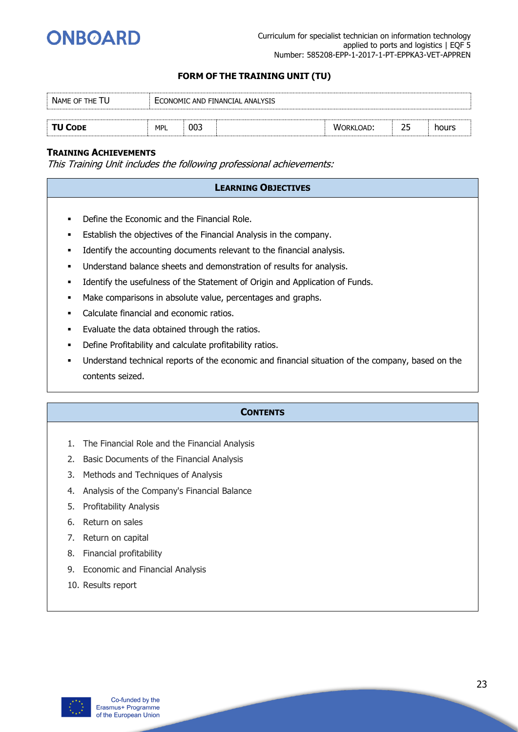### FORM OF THE TRAINING UNIT (TU)

| NAME OF THE TU | ECONOMIC AND FINANCIAL ANALYSIS | | | | | |
|---|---|---|---|---|---|---|
| **TU CODE** | MPL | 003 | | WORKLOAD: | 25 | hours |

**TRAINING ACHIEVEMENTS**

*This Training Unit includes the following professional achievements:*

**LEARNING OBJECTIVES**

- Define the Economic and the Financial Role.
- Establish the objectives of the Financial Analysis in the company.
- Identify the accounting documents relevant to the financial analysis.
- Understand balance sheets and demonstration of results for analysis.
- Identify the usefulness of the Statement of Origin and Application of Funds.
- Make comparisons in absolute value, percentages and graphs.
- Calculate financial and economic ratios.
- Evaluate the data obtained through the ratios.
- Define Profitability and calculate profitability ratios.
- Understand technical reports of the economic and financial situation of the company, based on the contents seized.

**CONTENTS**

1. The Financial Role and the Financial Analysis
2. Basic Documents of the Financial Analysis
3. Methods and Techniques of Analysis
4. Analysis of the Company's Financial Balance
5. Profitability Analysis
6. Return on sales
7. Return on capital
8. Financial profitability
9. Economic and Financial Analysis
10. Results report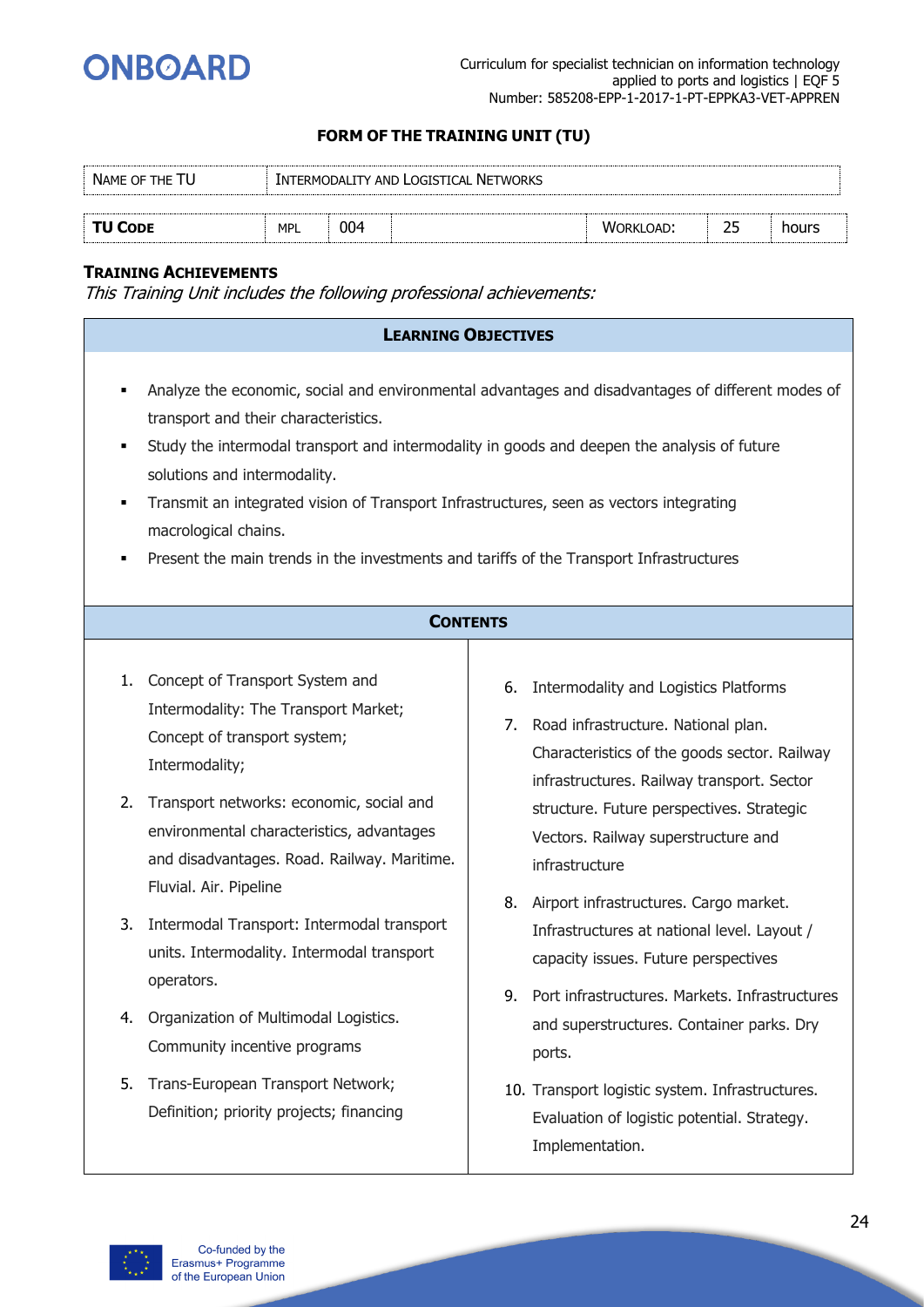### FORM OF THE TRAINING UNIT (TU)

| NAME OF THE TU | INTERMODALITY AND LOGISTICAL NETWORKS | | | | | |
|---|---|---|---|---|---|---|
| **TU CODE** | MPL | 004 | | WORKLOAD: | 25 | hours |

**TRAINING ACHIEVEMENTS**

*This Training Unit includes the following professional achievements:*

#### LEARNING OBJECTIVES

- Analyze the economic, social and environmental advantages and disadvantages of different modes of transport and their characteristics.
- Study the intermodal transport and intermodality in goods and deepen the analysis of future solutions and intermodality.
- Transmit an integrated vision of Transport Infrastructures, seen as vectors integrating macrological chains.
- Present the main trends in the investments and tariffs of the Transport Infrastructures

#### CONTENTS

1. Concept of Transport System and Intermodality: The Transport Market; Concept of transport system; Intermodality;
2. Transport networks: economic, social and environmental characteristics, advantages and disadvantages. Road. Railway. Maritime. Fluvial. Air. Pipeline
3. Intermodal Transport: Intermodal transport units. Intermodality. Intermodal transport operators.
4. Organization of Multimodal Logistics. Community incentive programs
5. Trans-European Transport Network; Definition; priority projects; financing
6. Intermodality and Logistics Platforms
7. Road infrastructure. National plan. Characteristics of the goods sector. Railway infrastructures. Railway transport. Sector structure. Future perspectives. Strategic Vectors. Railway superstructure and infrastructure
8. Airport infrastructures. Cargo market. Infrastructures at national level. Layout / capacity issues. Future perspectives
9. Port infrastructures. Markets. Infrastructures and superstructures. Container parks. Dry ports.
10. Transport logistic system. Infrastructures. Evaluation of logistic potential. Strategy. Implementation.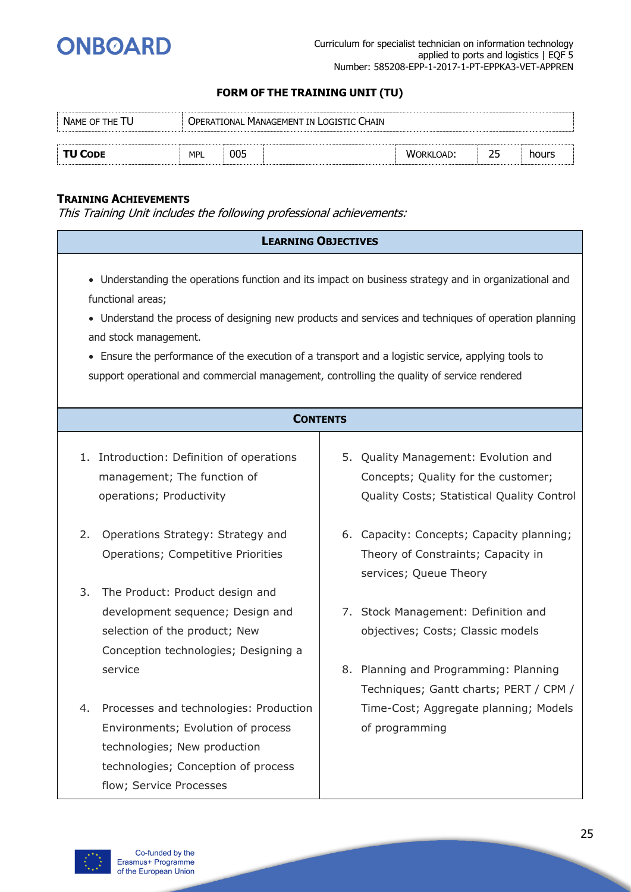### FORM OF THE TRAINING UNIT (TU)

| NAME OF THE TU | OPERATIONAL MANAGEMENT IN LOGISTIC CHAIN | | | | | |
|---|---|---|---|---|---|---|
| **TU CODE** | MPL | 005 | | WORKLOAD: | 25 | hours |

**TRAINING ACHIEVEMENTS**

*This Training Unit includes the following professional achievements:*

| **LEARNING OBJECTIVES** |
|---|
| • Understanding the operations function and its impact on business strategy and in organizational and functional areas;<br>• Understand the process of designing new products and services and techniques of operation planning and stock management.<br>• Ensure the performance of the execution of a transport and a logistic service, applying tools to support operational and commercial management, controlling the quality of service rendered |

**CONTENTS**

1. Introduction: Definition of operations management; The function of operations; Productivity
2. Operations Strategy: Strategy and Operations; Competitive Priorities
3. The Product: Product design and development sequence; Design and selection of the product; New Conception technologies; Designing a service
4. Processes and technologies: Production Environments; Evolution of process technologies; New production technologies; Conception of process flow; Service Processes
5. Quality Management: Evolution and Concepts; Quality for the customer; Quality Costs; Statistical Quality Control
6. Capacity: Concepts; Capacity planning; Theory of Constraints; Capacity in services; Queue Theory
7. Stock Management: Definition and objectives; Costs; Classic models
8. Planning and Programming: Planning Techniques; Gantt charts; PERT / CPM / Time-Cost; Aggregate planning; Models of programming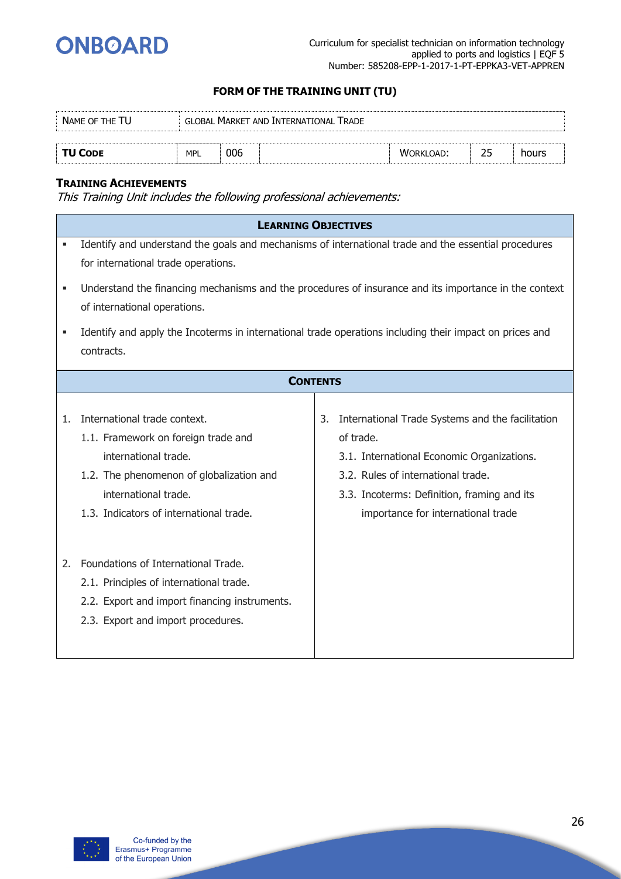## FORM OF THE TRAINING UNIT (TU)

| NAME OF THE TU | GLOBAL MARKET AND INTERNATIONAL TRADE | | | | | |
|---|---|---|---|---|---|---|
| **TU CODE** | MPL | 006 | | WORKLOAD: | 25 | hours |

**TRAINING ACHIEVEMENTS**

*This Training Unit includes the following professional achievements:*

**LEARNING OBJECTIVES**

- Identify and understand the goals and mechanisms of international trade and the essential procedures for international trade operations.
- Understand the financing mechanisms and the procedures of insurance and its importance in the context of international operations.
- Identify and apply the Incoterms in international trade operations including their impact on prices and contracts.

**CONTENTS**

1. International trade context.
   1.1. Framework on foreign trade and international trade.
   1.2. The phenomenon of globalization and international trade.
   1.3. Indicators of international trade.
2. Foundations of International Trade.
   2.1. Principles of international trade.
   2.2. Export and import financing instruments.
   2.3. Export and import procedures.
3. International Trade Systems and the facilitation of trade.
   3.1. International Economic Organizations.
   3.2. Rules of international trade.
   3.3. Incoterms: Definition, framing and its importance for international trade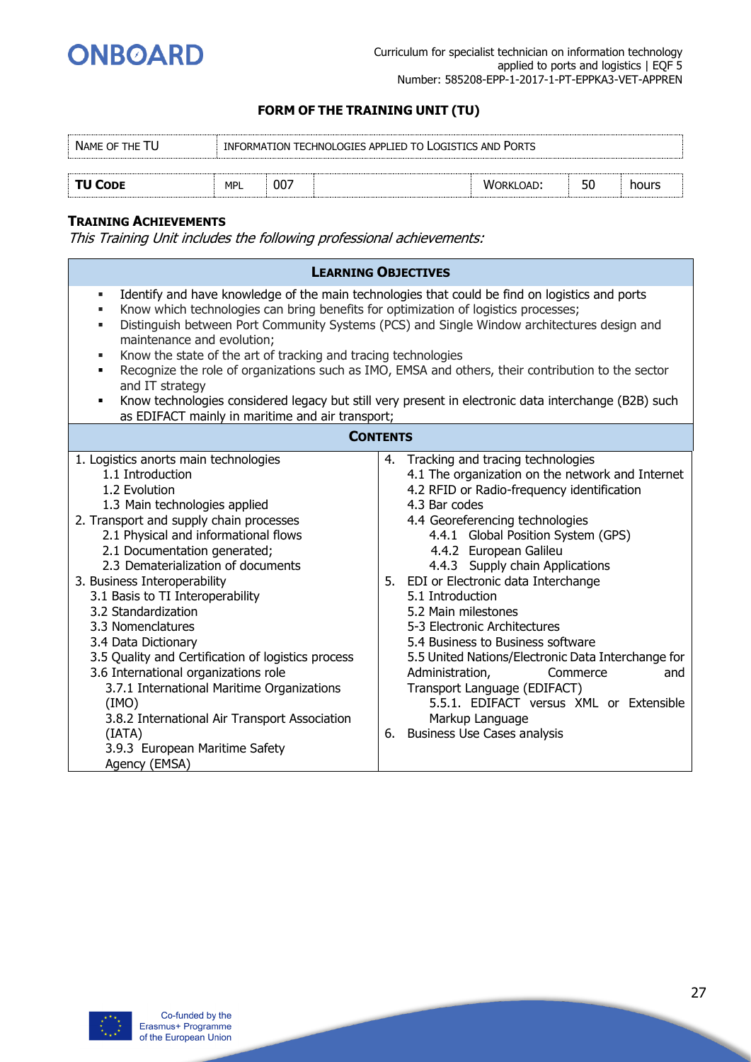## FORM OF THE TRAINING UNIT (TU)

| NAME OF THE TU | INFORMATION TECHNOLOGIES APPLIED TO LOGISTICS AND PORTS | | | | | |
|---|---|---|---|---|---|---|
| **TU CODE** | MPL | 007 | | WORKLOAD: | 50 | hours |

**TRAINING ACHIEVEMENTS**

*This Training Unit includes the following professional achievements:*

**LEARNING OBJECTIVES**

- Identify and have knowledge of the main technologies that could be find on logistics and ports
- Know which technologies can bring benefits for optimization of logistics processes;
- Distinguish between Port Community Systems (PCS) and Single Window architectures design and maintenance and evolution;
- Know the state of the art of tracking and tracing technologies
- Recognize the role of organizations such as IMO, EMSA and others, their contribution to the sector and IT strategy
- Know technologies considered legacy but still very present in electronic data interchange (B2B) such as EDIFACT mainly in maritime and air transport;

**CONTENTS**

1. Logistics anorts main technologies
   - 1.1 Introduction
   - 1.2 Evolution
   - 1.3 Main technologies applied
2. Transport and supply chain processes
   - 2.1 Physical and informational flows
   - 2.1 Documentation generated;
   - 2.3 Dematerialization of documents
3. Business Interoperability
   - 3.1 Basis to TI Interoperability
   - 3.2 Standardization
   - 3.3 Nomenclatures
   - 3.4 Data Dictionary
   - 3.5 Quality and Certification of logistics process
   - 3.6 International organizations role
     - 3.7.1 International Maritime Organizations (IMO)
     - 3.8.2 International Air Transport Association (IATA)
     - 3.9.3 European Maritime Safety Agency (EMSA)
4. Tracking and tracing technologies
   - 4.1 The organization on the network and Internet
   - 4.2 RFID or Radio-frequency identification
   - 4.3 Bar codes
   - 4.4 Georeferencing technologies
     - 4.4.1 Global Position System (GPS)
     - 4.4.2 European Galileu
     - 4.4.3 Supply chain Applications
5. EDI or Electronic data Interchange
   - 5.1 Introduction
   - 5.2 Main milestones
   - 5-3 Electronic Architectures
   - 5.4 Business to Business software
   - 5.5 United Nations/Electronic Data Interchange for Administration, Commerce and Transport Language (EDIFACT)
     - 5.5.1. EDIFACT versus XML or Extensible Markup Language
6. Business Use Cases analysis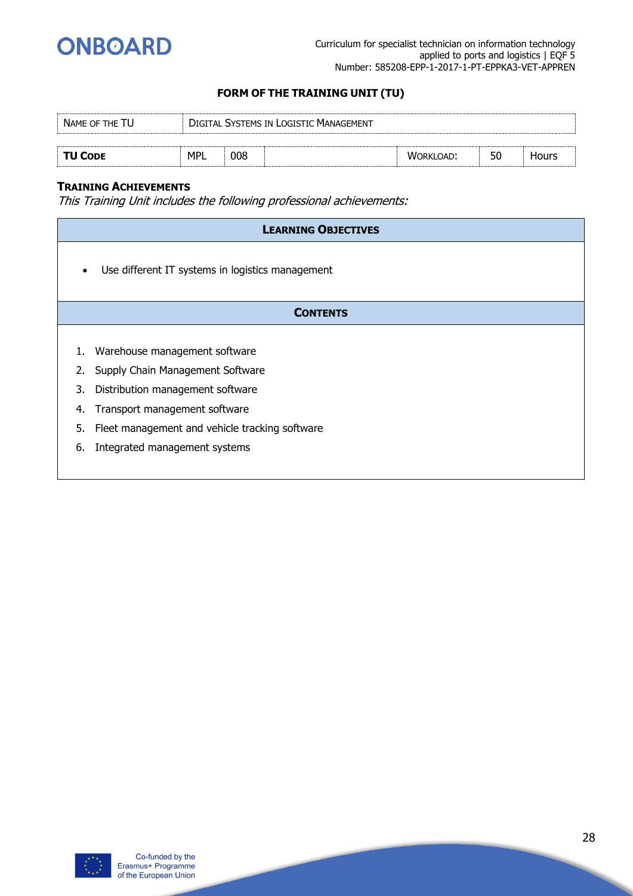**FORM OF THE TRAINING UNIT (TU)**

| NAME OF THE TU | DIGITAL SYSTEMS IN LOGISTIC MANAGEMENT |
|---|---|

| **TU CODE** | MPL | 008 | | WORKLOAD: | 50 | Hours |
|---|---|---|---|---|---|---|

**TRAINING ACHIEVEMENTS**

*This Training Unit includes the following professional achievements:*

| **LEARNING OBJECTIVES** |
|---|
| • Use different IT systems in logistics management |

**CONTENTS**

1. Warehouse management software
2. Supply Chain Management Software
3. Distribution management software
4. Transport management software
5. Fleet management and vehicle tracking software
6. Integrated management systems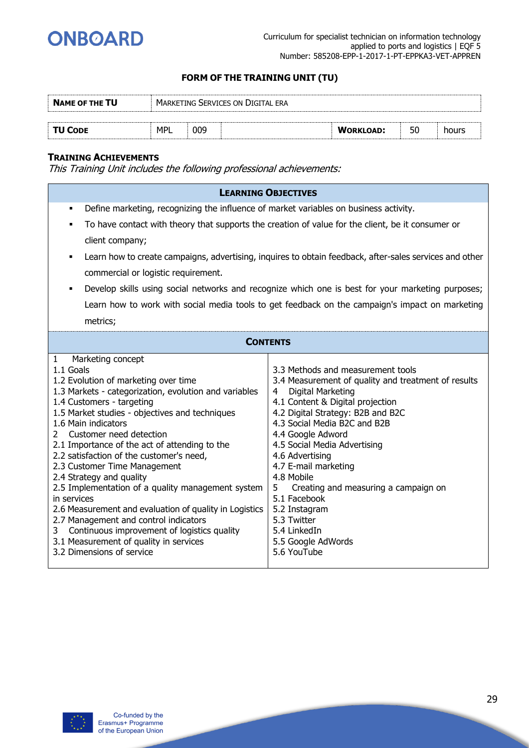## FORM OF THE TRAINING UNIT (TU)

| **NAME OF THE TU** | MARKETING SERVICES ON DIGITAL ERA | | | | | |
|---|---|---|---|---|---|---|
| **TU CODE** | MPL | 009 | | **WORKLOAD:** | 50 | hours |

**TRAINING ACHIEVEMENTS**

*This Training Unit includes the following professional achievements:*

**LEARNING OBJECTIVES**

- Define marketing, recognizing the influence of market variables on business activity.
- To have contact with theory that supports the creation of value for the client, be it consumer or client company;
- Learn how to create campaigns, advertising, inquires to obtain feedback, after-sales services and other commercial or logistic requirement.
- Develop skills using social networks and recognize which one is best for your marketing purposes; Learn how to work with social media tools to get feedback on the campaign's impact on marketing metrics;

**CONTENTS**

1 Marketing concept
1.1 Goals
1.2 Evolution of marketing over time
1.3 Markets - categorization, evolution and variables
1.4 Customers - targeting
1.5 Market studies - objectives and techniques
1.6 Main indicators
2 Customer need detection
2.1 Importance of the act of attending to the
2.2 satisfaction of the customer's need,
2.3 Customer Time Management
2.4 Strategy and quality
2.5 Implementation of a quality management system in services
2.6 Measurement and evaluation of quality in Logistics
2.7 Management and control indicators
3 Continuous improvement of logistics quality
3.1 Measurement of quality in services
3.2 Dimensions of service
3.3 Methods and measurement tools
3.4 Measurement of quality and treatment of results
4 Digital Marketing
4.1 Content & Digital projection
4.2 Digital Strategy: B2B and B2C
4.3 Social Media B2C and B2B
4.4 Google Adword
4.5 Social Media Advertising
4.6 Advertising
4.7 E-mail marketing
4.8 Mobile
5 Creating and measuring a campaign on
5.1 Facebook
5.2 Instagram
5.3 Twitter
5.4 LinkedIn
5.5 Google AdWords
5.6 YouTube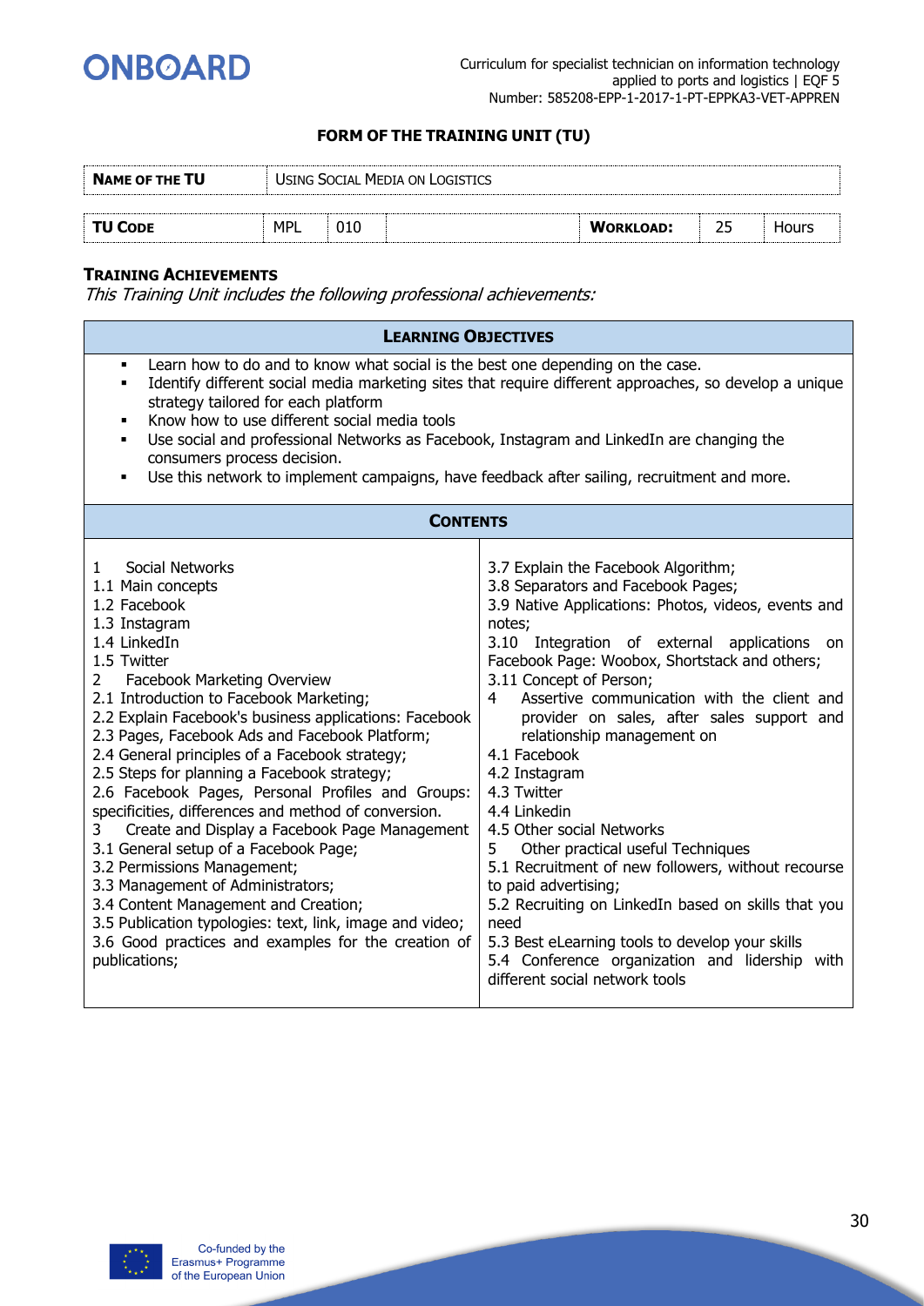## FORM OF THE TRAINING UNIT (TU)

| **NAME OF THE TU** | USING SOCIAL MEDIA ON LOGISTICS | | | | | |
|---|---|---|---|---|---|---|
| **TU CODE** | MPL | 010 | | **WORKLOAD:** | 25 | Hours |

**TRAINING ACHIEVEMENTS**

*This Training Unit includes the following professional achievements:*

### LEARNING OBJECTIVES

- Learn how to do and to know what social is the best one depending on the case.
- Identify different social media marketing sites that require different approaches, so develop a unique strategy tailored for each platform
- Know how to use different social media tools
- Use social and professional Networks as Facebook, Instagram and LinkedIn are changing the consumers process decision.
- Use this network to implement campaigns, have feedback after sailing, recruitment and more.

### CONTENTS

1 Social Networks
1.1 Main concepts
1.2 Facebook
1.3 Instagram
1.4 LinkedIn
1.5 Twitter
2 Facebook Marketing Overview
2.1 Introduction to Facebook Marketing;
2.2 Explain Facebook's business applications: Facebook
2.3 Pages, Facebook Ads and Facebook Platform;
2.4 General principles of a Facebook strategy;
2.5 Steps for planning a Facebook strategy;
2.6 Facebook Pages, Personal Profiles and Groups: specificities, differences and method of conversion.
3 Create and Display a Facebook Page Management
3.1 General setup of a Facebook Page;
3.2 Permissions Management;
3.3 Management of Administrators;
3.4 Content Management and Creation;
3.5 Publication typologies: text, link, image and video;
3.6 Good practices and examples for the creation of publications;
3.7 Explain the Facebook Algorithm;
3.8 Separators and Facebook Pages;
3.9 Native Applications: Photos, videos, events and notes;
3.10 Integration of external applications on Facebook Page: Woobox, Shortstack and others;
3.11 Concept of Person;
4 Assertive communication with the client and provider on sales, after sales support and relationship management on
4.1 Facebook
4.2 Instagram
4.3 Twitter
4.4 Linkedin
4.5 Other social Networks
5 Other practical useful Techniques
5.1 Recruitment of new followers, without recourse to paid advertising;
5.2 Recruiting on LinkedIn based on skills that you need
5.3 Best eLearning tools to develop your skills
5.4 Conference organization and lidership with different social network tools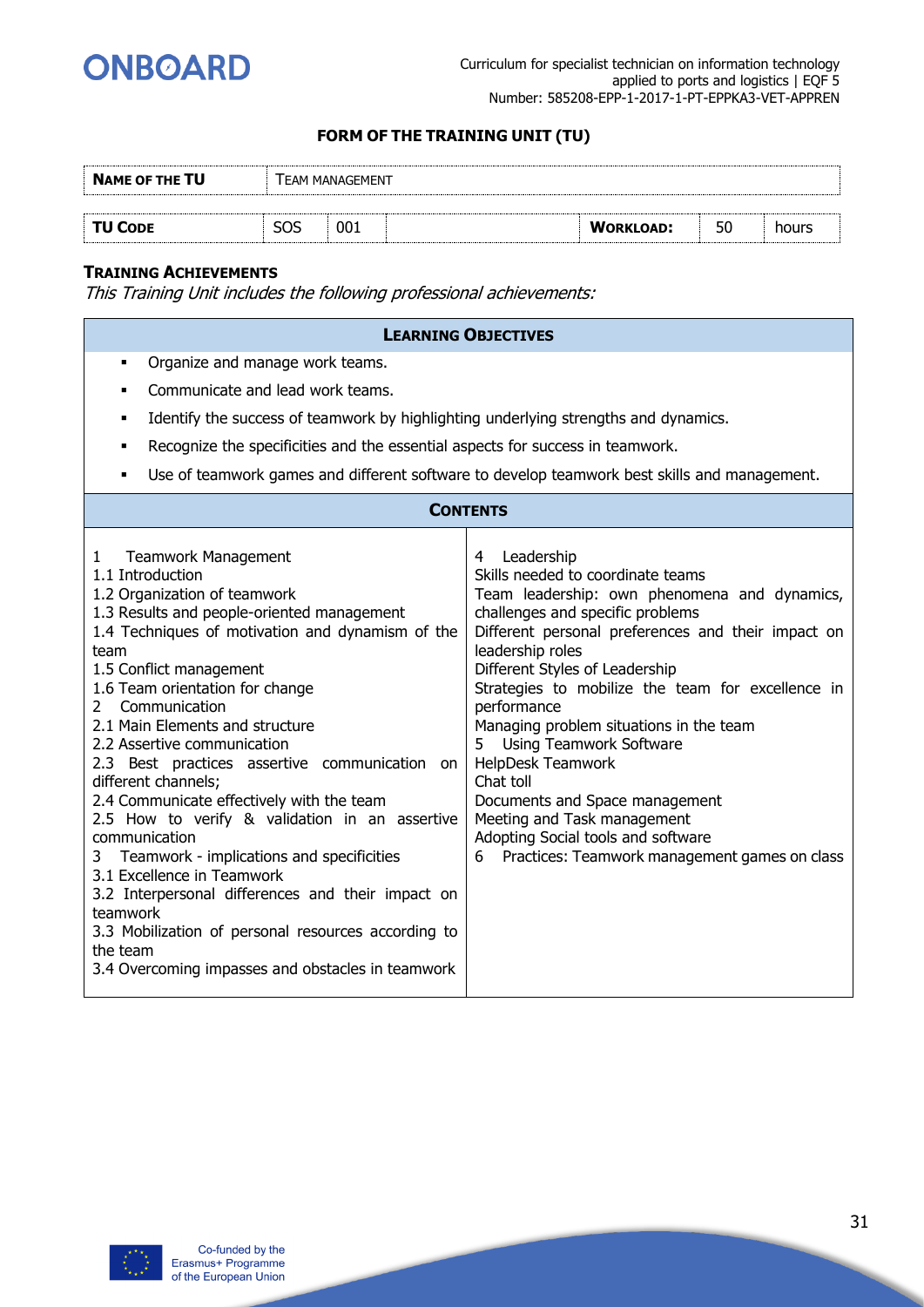### FORM OF THE TRAINING UNIT (TU)

| **NAME OF THE TU** | TEAM MANAGEMENT | | | | | |
|---|---|---|---|---|---|---|
| **TU CODE** | SOS | 001 | | **WORKLOAD:** | 50 | hours |

**TRAINING ACHIEVEMENTS**

*This Training Unit includes the following professional achievements:*

| **LEARNING OBJECTIVES** |
|---|
| ▪ Organize and manage work teams.<br>▪ Communicate and lead work teams.<br>▪ Identify the success of teamwork by highlighting underlying strengths and dynamics.<br>▪ Recognize the specificities and the essential aspects for success in teamwork.<br>▪ Use of teamwork games and different software to develop teamwork best skills and management. |

| **CONTENTS** | |
|---|---|
| 1 Teamwork Management<br>1.1 Introduction<br>1.2 Organization of teamwork<br>1.3 Results and people-oriented management<br>1.4 Techniques of motivation and dynamism of the team<br>1.5 Conflict management<br>1.6 Team orientation for change<br>2 Communication<br>2.1 Main Elements and structure<br>2.2 Assertive communication<br>2.3 Best practices assertive communication on different channels;<br>2.4 Communicate effectively with the team<br>2.5 How to verify & validation in an assertive communication<br>3 Teamwork - implications and specificities<br>3.1 Excellence in Teamwork<br>3.2 Interpersonal differences and their impact on teamwork<br>3.3 Mobilization of personal resources according to the team<br>3.4 Overcoming impasses and obstacles in teamwork | 4 Leadership<br>Skills needed to coordinate teams<br>Team leadership: own phenomena and dynamics, challenges and specific problems<br>Different personal preferences and their impact on leadership roles<br>Different Styles of Leadership<br>Strategies to mobilize the team for excellence in performance<br>Managing problem situations in the team<br>5 Using Teamwork Software<br>HelpDesk Teamwork<br>Chat toll<br>Documents and Space management<br>Meeting and Task management<br>Adopting Social tools and software<br>6 Practices: Teamwork management games on class |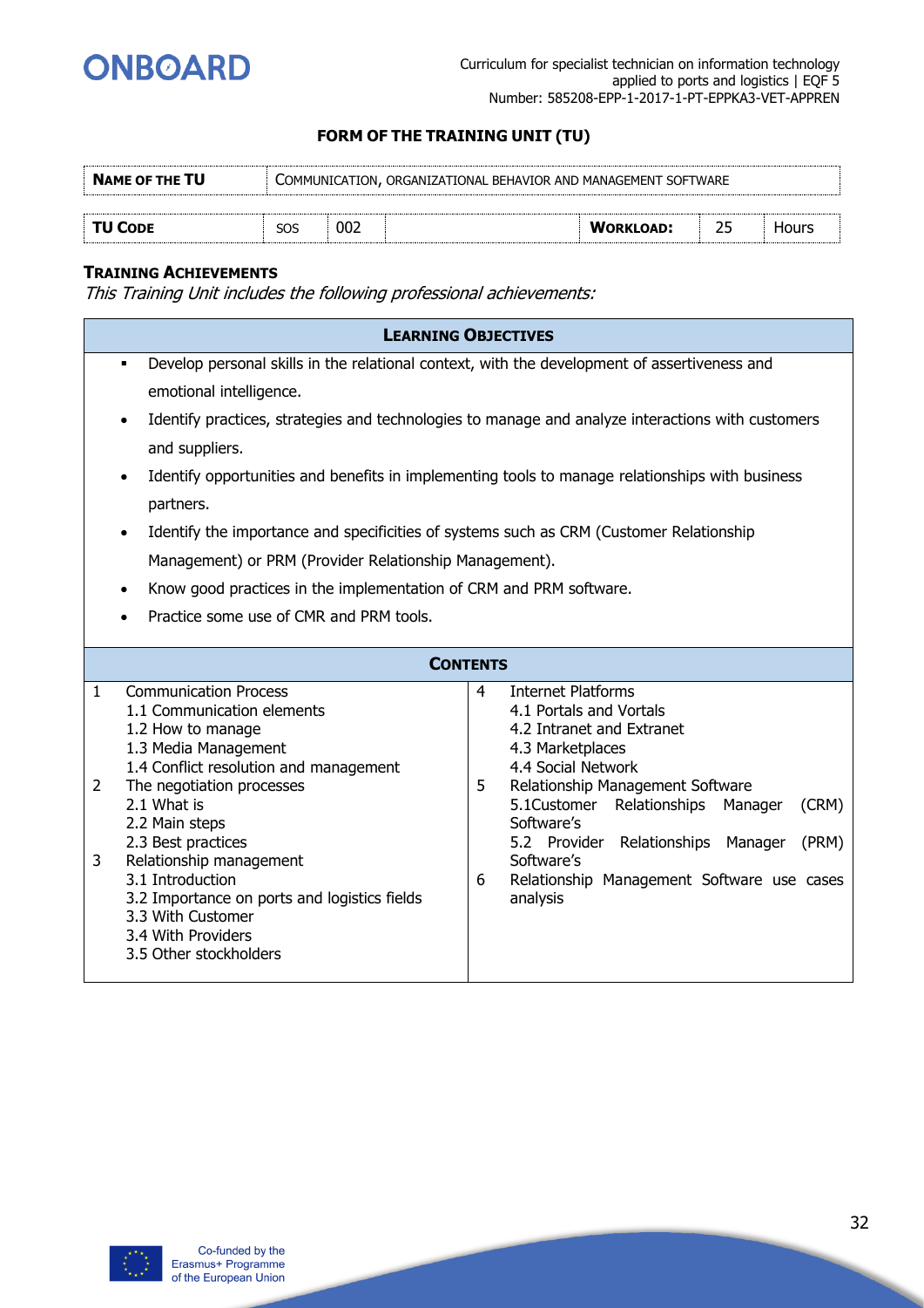## FORM OF THE TRAINING UNIT (TU)

| **NAME OF THE TU** | COMMUNICATION, ORGANIZATIONAL BEHAVIOR AND MANAGEMENT SOFTWARE | | | | |
|---|---|---|---|---|---|
| **TU CODE** | SOS | 002 | **WORKLOAD:** | 25 | Hours |

### TRAINING ACHIEVEMENTS

*This Training Unit includes the following professional achievements:*

**LEARNING OBJECTIVES**

- Develop personal skills in the relational context, with the development of assertiveness and emotional intelligence.
- Identify practices, strategies and technologies to manage and analyze interactions with customers and suppliers.
- Identify opportunities and benefits in implementing tools to manage relationships with business partners.
- Identify the importance and specificities of systems such as CRM (Customer Relationship Management) or PRM (Provider Relationship Management).
- Know good practices in the implementation of CRM and PRM software.
- Practice some use of CMR and PRM tools.

**CONTENTS**

1. Communication Process
   - 1.1 Communication elements
   - 1.2 How to manage
   - 1.3 Media Management
   - 1.4 Conflict resolution and management
2. The negotiation processes
   - 2.1 What is
   - 2.2 Main steps
   - 2.3 Best practices
3. Relationship management
   - 3.1 Introduction
   - 3.2 Importance on ports and logistics fields
   - 3.3 With Customer
   - 3.4 With Providers
   - 3.5 Other stockholders
4. Internet Platforms
   - 4.1 Portals and Vortals
   - 4.2 Intranet and Extranet
   - 4.3 Marketplaces
   - 4.4 Social Network
5. Relationship Management Software
   - 5.1Customer Relationships Manager (CRM) Software's
   - 5.2 Provider Relationships Manager (PRM) Software's
6. Relationship Management Software use cases analysis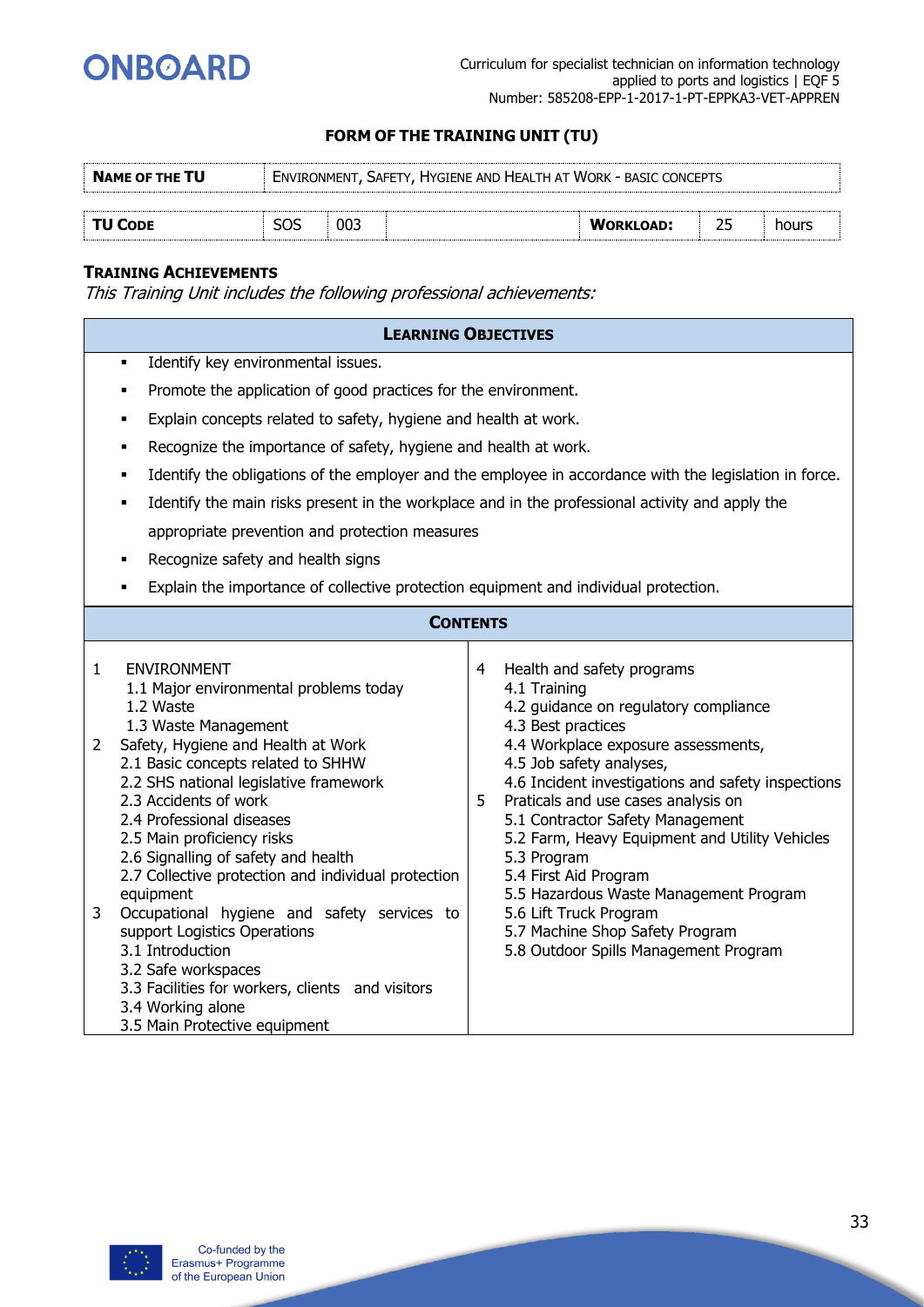## FORM OF THE TRAINING UNIT (TU)

| **NAME OF THE TU** | ENVIRONMENT, SAFETY, HYGIENE AND HEALTH AT WORK - BASIC CONCEPTS | | | | | |
|---|---|---|---|---|---|---|
| **TU CODE** | SOS | 003 | | **WORKLOAD:** | 25 | hours |

**TRAINING ACHIEVEMENTS**

*This Training Unit includes the following professional achievements:*

**LEARNING OBJECTIVES**

- Identify key environmental issues.
- Promote the application of good practices for the environment.
- Explain concepts related to safety, hygiene and health at work.
- Recognize the importance of safety, hygiene and health at work.
- Identify the obligations of the employer and the employee in accordance with the legislation in force.
- Identify the main risks present in the workplace and in the professional activity and apply the appropriate prevention and protection measures
- Recognize safety and health signs
- Explain the importance of collective protection equipment and individual protection.

**CONTENTS**

1 ENVIRONMENT
- 1.1 Major environmental problems today
- 1.2 Waste
- 1.3 Waste Management

2 Safety, Hygiene and Health at Work
- 2.1 Basic concepts related to SHHW
- 2.2 SHS national legislative framework
- 2.3 Accidents of work
- 2.4 Professional diseases
- 2.5 Main proficiency risks
- 2.6 Signalling of safety and health
- 2.7 Collective protection and individual protection equipment

3 Occupational hygiene and safety services to support Logistics Operations
- 3.1 Introduction
- 3.2 Safe workspaces
- 3.3 Facilities for workers, clients and visitors
- 3.4 Working alone
- 3.5 Main Protective equipment

4 Health and safety programs
- 4.1 Training
- 4.2 guidance on regulatory compliance
- 4.3 Best practices
- 4.4 Workplace exposure assessments,
- 4.5 Job safety analyses,
- 4.6 Incident investigations and safety inspections

5 Praticals and use cases analysis on
- 5.1 Contractor Safety Management
- 5.2 Farm, Heavy Equipment and Utility Vehicles
- 5.3 Program
- 5.4 First Aid Program
- 5.5 Hazardous Waste Management Program
- 5.6 Lift Truck Program
- 5.7 Machine Shop Safety Program
- 5.8 Outdoor Spills Management Program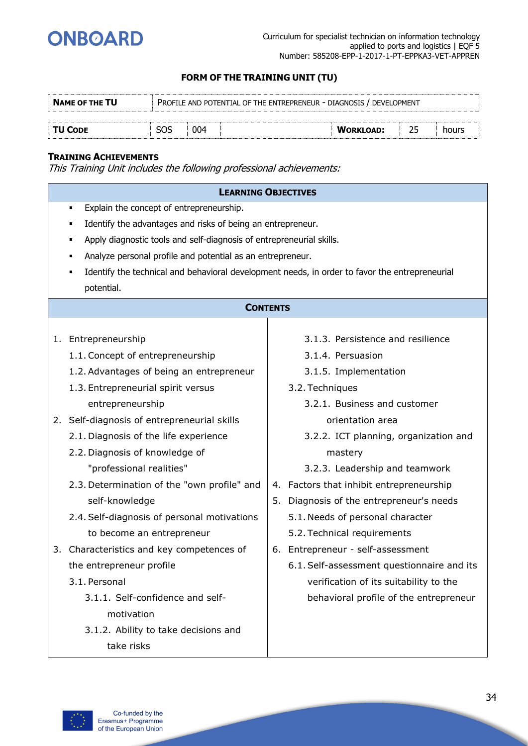## FORM OF THE TRAINING UNIT (TU)

| **NAME OF THE TU** | PROFILE AND POTENTIAL OF THE ENTREPRENEUR - DIAGNOSIS / DEVELOPMENT | | | | | |
|---|---|---|---|---|---|---|
| **TU CODE** | SOS | 004 | | **WORKLOAD:** | 25 | hours |

**TRAINING ACHIEVEMENTS**

*This Training Unit includes the following professional achievements:*

### LEARNING OBJECTIVES

- Explain the concept of entrepreneurship.
- Identify the advantages and risks of being an entrepreneur.
- Apply diagnostic tools and self-diagnosis of entrepreneurial skills.
- Analyze personal profile and potential as an entrepreneur.
- Identify the technical and behavioral development needs, in order to favor the entrepreneurial potential.

### CONTENTS

1. Entrepreneurship
   - 1.1. Concept of entrepreneurship
   - 1.2. Advantages of being an entrepreneur
   - 1.3. Entrepreneurial spirit versus entrepreneurship
2. Self-diagnosis of entrepreneurial skills
   - 2.1. Diagnosis of the life experience
   - 2.2. Diagnosis of knowledge of "professional realities"
   - 2.3. Determination of the "own profile" and self-knowledge
   - 2.4. Self-diagnosis of personal motivations to become an entrepreneur
3. Characteristics and key competences of the entrepreneur profile
   - 3.1. Personal
     - 3.1.1. Self-confidence and self-motivation
     - 3.1.2. Ability to take decisions and take risks
     - 3.1.3. Persistence and resilience
     - 3.1.4. Persuasion
     - 3.1.5. Implementation
   - 3.2. Techniques
     - 3.2.1. Business and customer orientation area
     - 3.2.2. ICT planning, organization and mastery
     - 3.2.3. Leadership and teamwork
4. Factors that inhibit entrepreneurship
5. Diagnosis of the entrepreneur's needs
   - 5.1. Needs of personal character
   - 5.2. Technical requirements
6. Entrepreneur - self-assessment
   - 6.1. Self-assessment questionnaire and its verification of its suitability to the behavioral profile of the entrepreneur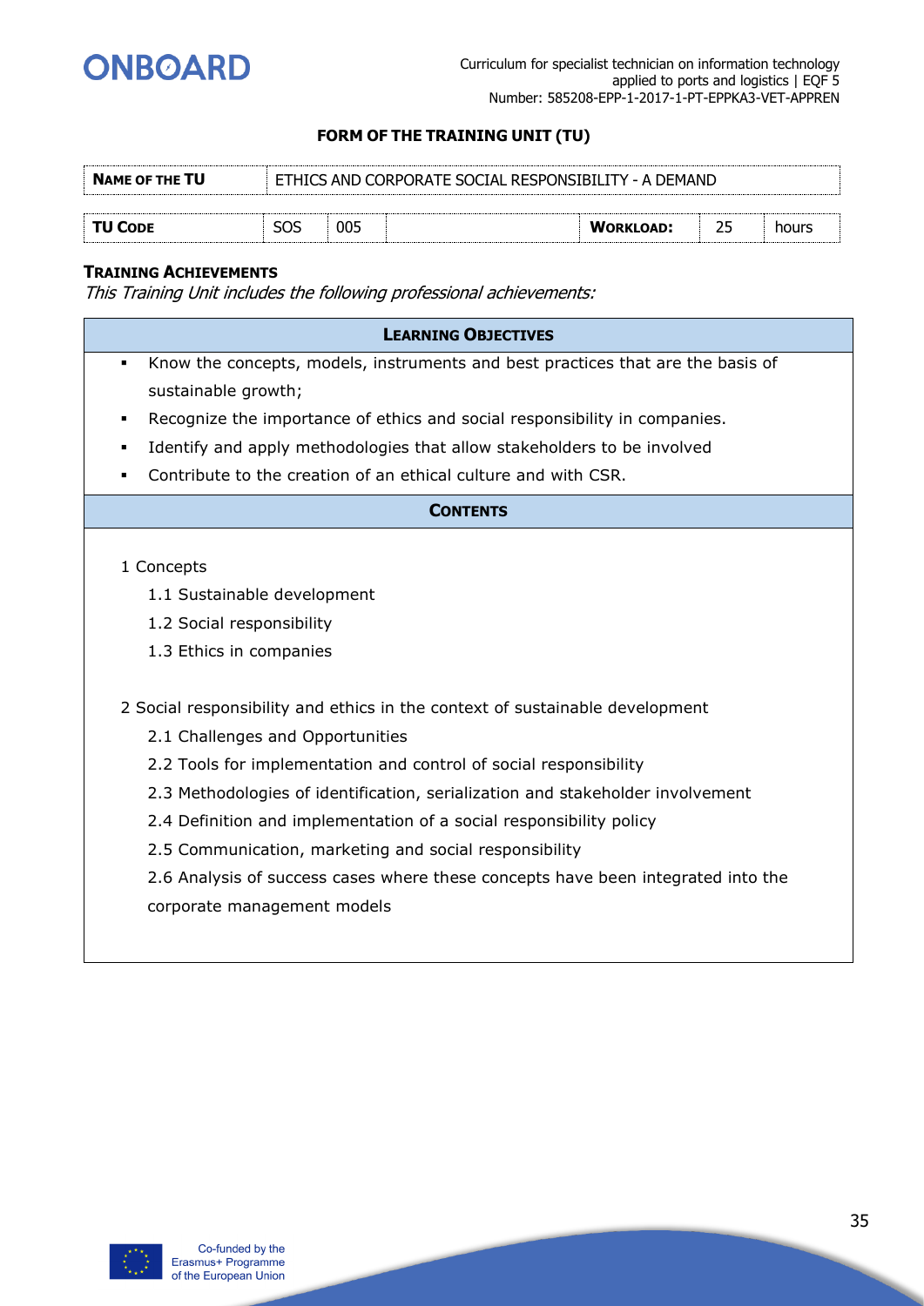### FORM OF THE TRAINING UNIT (TU)

| **NAME OF THE TU** | ETHICS AND CORPORATE SOCIAL RESPONSIBILITY - A DEMAND | | | | | |
|---|---|---|---|---|---|---|
| **TU CODE** | SOS | 005 | | **WORKLOAD:** | 25 | hours |

**TRAINING ACHIEVEMENTS**

*This Training Unit includes the following professional achievements:*

**LEARNING OBJECTIVES**

- Know the concepts, models, instruments and best practices that are the basis of sustainable growth;
- Recognize the importance of ethics and social responsibility in companies.
- Identify and apply methodologies that allow stakeholders to be involved
- Contribute to the creation of an ethical culture and with CSR.

**CONTENTS**

1 Concepts

1.1 Sustainable development

1.2 Social responsibility

1.3 Ethics in companies

2 Social responsibility and ethics in the context of sustainable development

2.1 Challenges and Opportunities

2.2 Tools for implementation and control of social responsibility

2.3 Methodologies of identification, serialization and stakeholder involvement

2.4 Definition and implementation of a social responsibility policy

2.5 Communication, marketing and social responsibility

2.6 Analysis of success cases where these concepts have been integrated into the corporate management models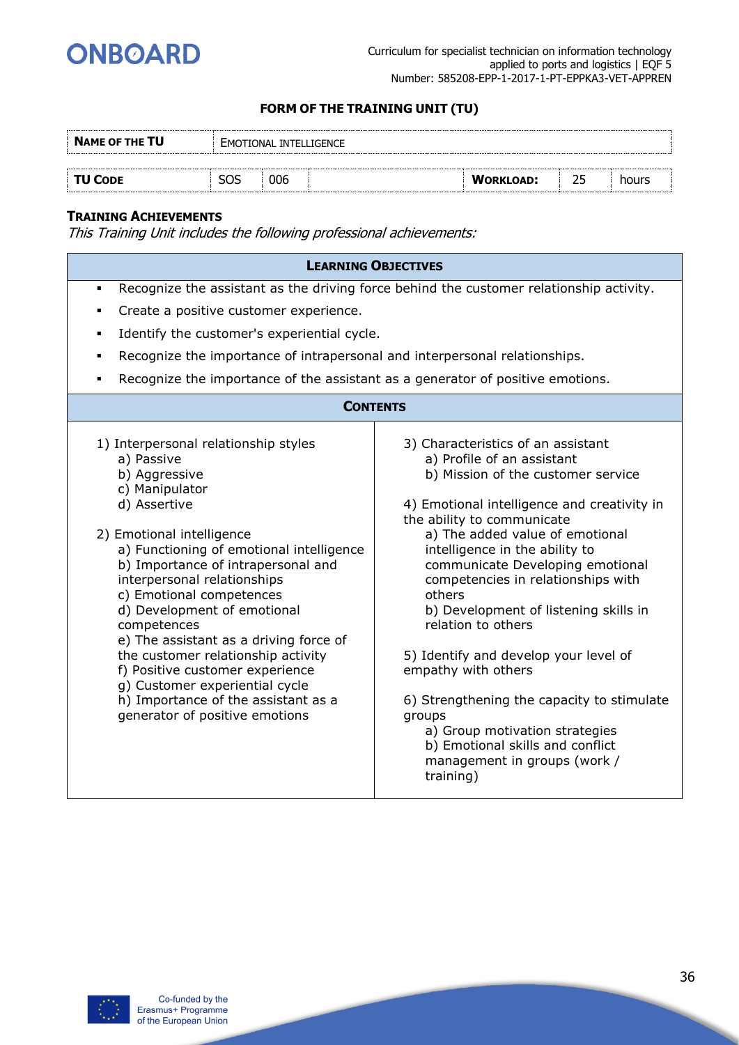### FORM OF THE TRAINING UNIT (TU)

| **NAME OF THE TU** | EMOTIONAL INTELLIGENCE | | | | | |
|---|---|---|---|---|---|---|
| **TU CODE** | SOS | 006 | | **WORKLOAD:** | 25 | hours |

**TRAINING ACHIEVEMENTS**

*This Training Unit includes the following professional achievements:*

**LEARNING OBJECTIVES**

- Recognize the assistant as the driving force behind the customer relationship activity.
- Create a positive customer experience.
- Identify the customer's experiential cycle.
- Recognize the importance of intrapersonal and interpersonal relationships.
- Recognize the importance of the assistant as a generator of positive emotions.

**CONTENTS**

1) Interpersonal relationship styles
   a) Passive
   b) Aggressive
   c) Manipulator
   d) Assertive

2) Emotional intelligence
   a) Functioning of emotional intelligence
   b) Importance of intrapersonal and interpersonal relationships
   c) Emotional competences
   d) Development of emotional competences
   e) The assistant as a driving force of the customer relationship activity
   f) Positive customer experience
   g) Customer experiential cycle
   h) Importance of the assistant as a generator of positive emotions

3) Characteristics of an assistant
   a) Profile of an assistant
   b) Mission of the customer service

4) Emotional intelligence and creativity in the ability to communicate
   a) The added value of emotional intelligence in the ability to communicate Developing emotional competencies in relationships with others
   b) Development of listening skills in relation to others

5) Identify and develop your level of empathy with others

6) Strengthening the capacity to stimulate groups
   a) Group motivation strategies
   b) Emotional skills and conflict management in groups (work / training)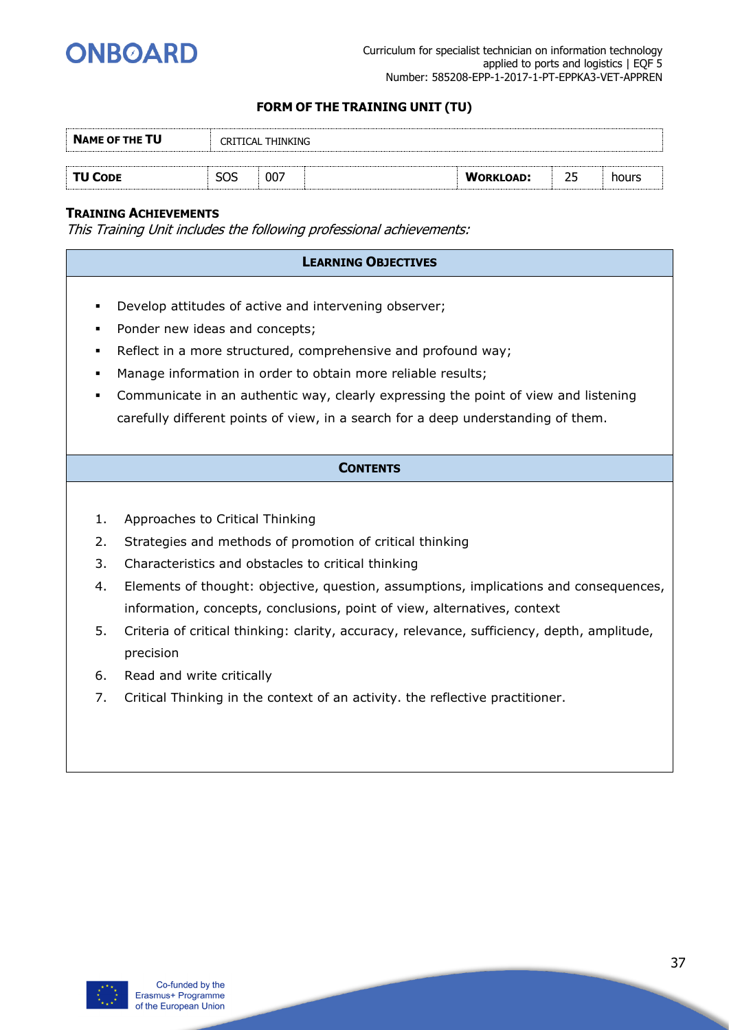## FORM OF THE TRAINING UNIT (TU)

| **NAME OF THE TU** | CRITICAL THINKING | | | | | |
|---|---|---|---|---|---|---|
| **TU CODE** | SOS | 007 | | **WORKLOAD:** | 25 | hours |

**TRAINING ACHIEVEMENTS**

*This Training Unit includes the following professional achievements:*

### LEARNING OBJECTIVES

- Develop attitudes of active and intervening observer;
- Ponder new ideas and concepts;
- Reflect in a more structured, comprehensive and profound way;
- Manage information in order to obtain more reliable results;
- Communicate in an authentic way, clearly expressing the point of view and listening carefully different points of view, in a search for a deep understanding of them.

### CONTENTS

1. Approaches to Critical Thinking
2. Strategies and methods of promotion of critical thinking
3. Characteristics and obstacles to critical thinking
4. Elements of thought: objective, question, assumptions, implications and consequences, information, concepts, conclusions, point of view, alternatives, context
5. Criteria of critical thinking: clarity, accuracy, relevance, sufficiency, depth, amplitude, precision
6. Read and write critically
7. Critical Thinking in the context of an activity. the reflective practitioner.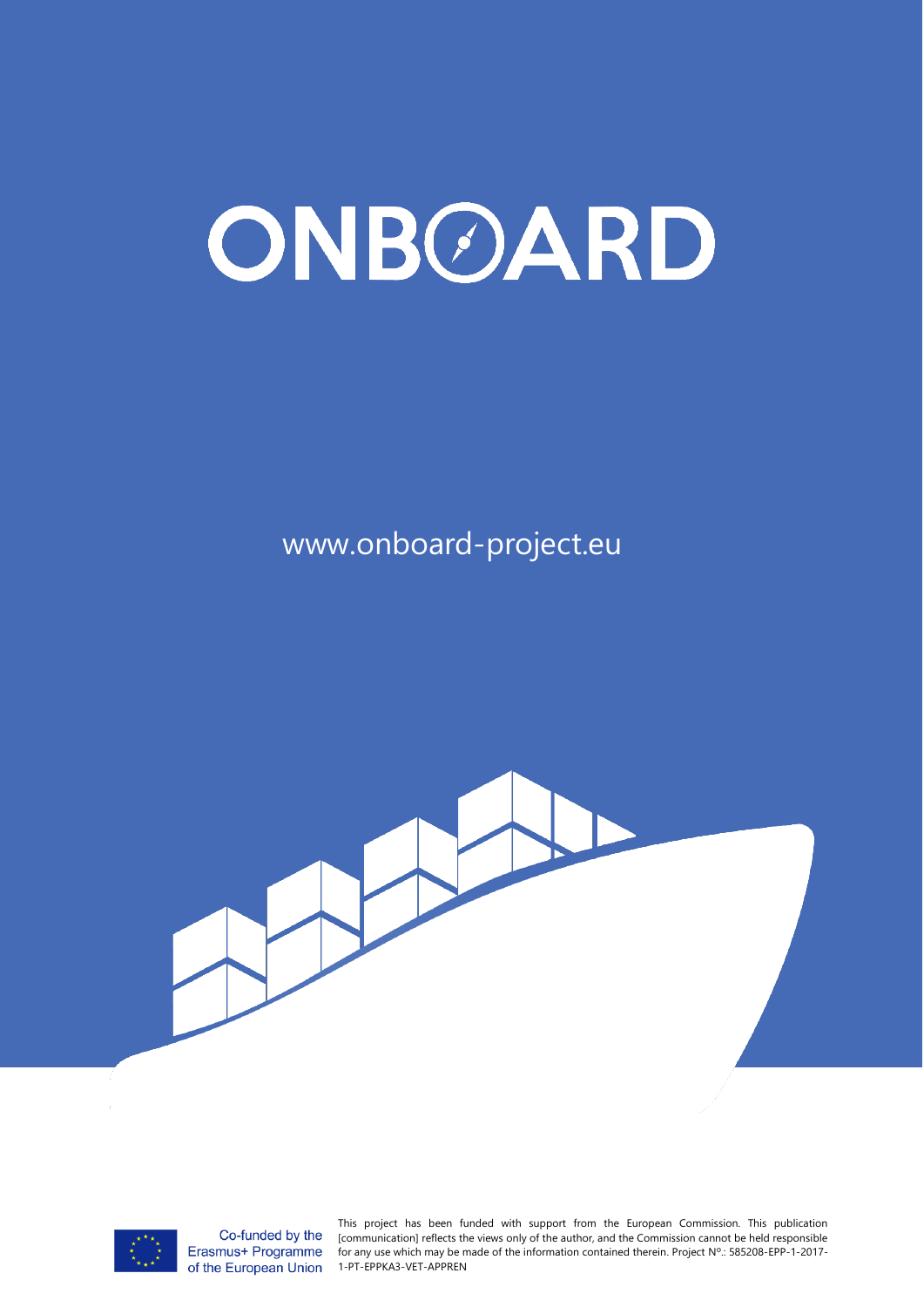# ONBOARD

www.onboard-project.eu

Co-funded by the Erasmus+ Programme of the European Union

This project has been funded with support from the European Commission. This publication [communication] reflects the views only of the author, and the Commission cannot be held responsible for any use which may be made of the information contained therein. Project Nº.: 585208-EPP-1-2017-1-PT-EPPKA3-VET-APPREN